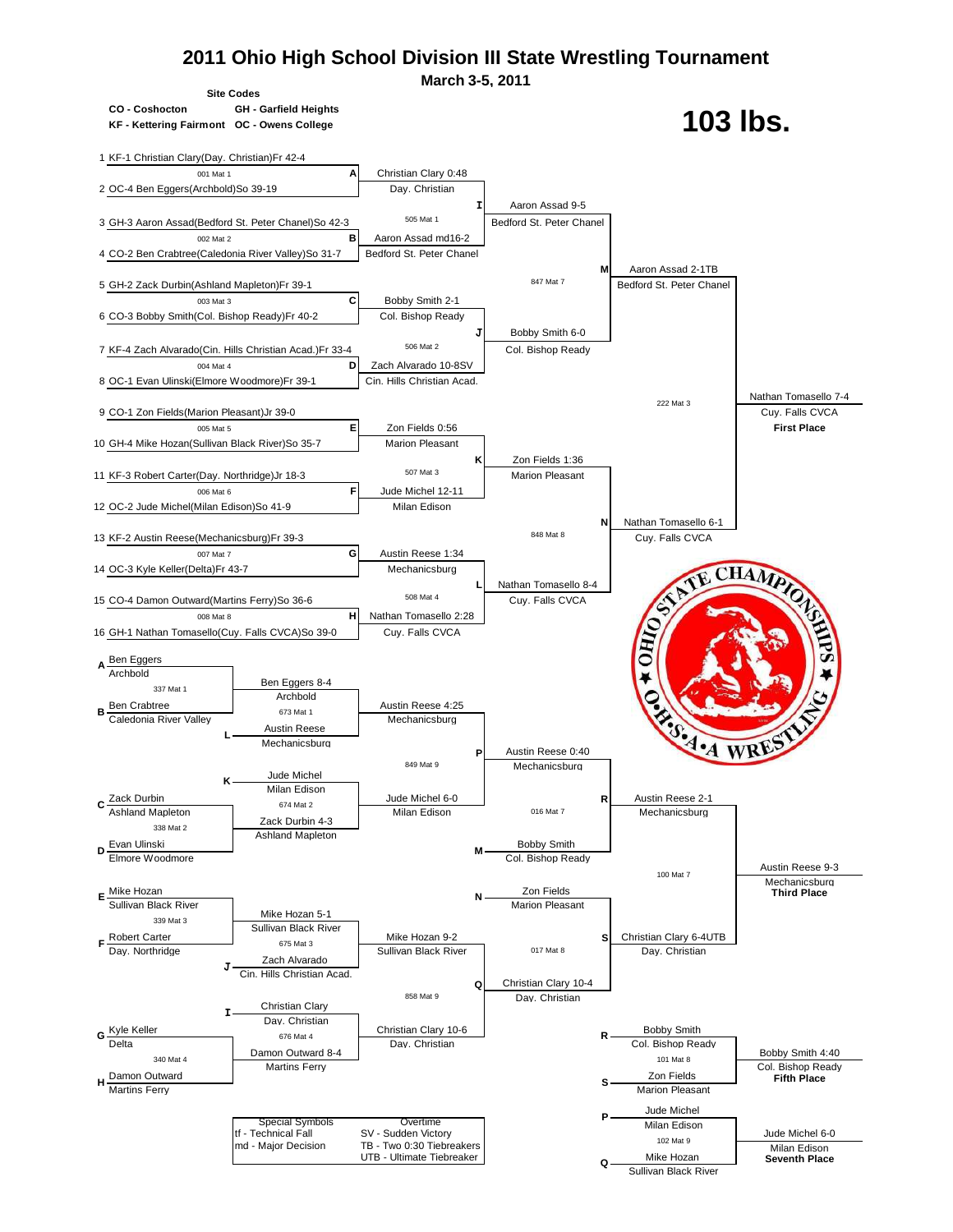# 2011 Ohio High School Division III State Wrestling Tournament

**March 3-5, 2011**

**Site Codes**

CO - Coshocton — GH - Garfield Heights
KF - Kettering Fairmont — OC - Owens College

# 103 lbs.

## Championship Bracket

**First Round**

| Bout | Wrestler 1 | Wrestler 2 | Winner |
|---|---|---|---|
| A (001 Mat 1) | 1 KF-1 Christian Clary(Day. Christian)Fr 42-4 | 2 OC-4 Ben Eggers(Archbold)So 39-19 | Christian Clary 0:48, Day. Christian |
| B (002 Mat 2) | 3 GH-3 Aaron Assad(Bedford St. Peter Chanel)So 42-3 | 4 CO-2 Ben Crabtree(Caledonia River Valley)So 31-7 | Aaron Assad md16-2, Bedford St. Peter Chanel |
| C (003 Mat 3) | 5 GH-2 Zack Durbin(Ashland Mapleton)Fr 39-1 | 6 CO-3 Bobby Smith(Col. Bishop Ready)Fr 40-2 | Bobby Smith 2-1, Col. Bishop Ready |
| D (004 Mat 4) | 7 KF-4 Zach Alvarado(Cin. Hills Christian Acad.)Fr 33-4 | 8 OC-1 Evan Ulinski(Elmore Woodmore)Fr 39-1 | Zach Alvarado 10-8SV, Cin. Hills Christian Acad. |
| E (005 Mat 5) | 9 CO-1 Zon Fields(Marion Pleasant)Jr 39-0 | 10 GH-4 Mike Hozan(Sullivan Black River)So 35-7 | Zon Fields 0:56, Marion Pleasant |
| F (006 Mat 6) | 11 KF-3 Robert Carter(Day. Northridge)Jr 18-3 | 12 OC-2 Jude Michel(Milan Edison)So 41-9 | Jude Michel 12-11, Milan Edison |
| G (007 Mat 7) | 13 KF-2 Austin Reese(Mechanicsburg)Fr 39-3 | 14 OC-3 Kyle Keller(Delta)Fr 43-7 | Austin Reese 1:34, Mechanicsburg |
| H (008 Mat 8) | 15 CO-4 Damon Outward(Martins Ferry)So 36-6 | 16 GH-1 Nathan Tomasello(Cuy. Falls CVCA)So 39-0 | Nathan Tomasello 2:28, Cuy. Falls CVCA |

**Quarterfinals**

| Bout | Winner |
|---|---|
| I (505 Mat 1) | Aaron Assad 9-5, Bedford St. Peter Chanel |
| J (506 Mat 2) | Bobby Smith 6-0, Col. Bishop Ready |
| K (507 Mat 3) | Zon Fields 1:36, Marion Pleasant |
| L (508 Mat 4) | Nathan Tomasello 8-4, Cuy. Falls CVCA |

**Semifinals**

| Bout | Winner |
|---|---|
| M (847 Mat 7) | Aaron Assad 2-1TB, Bedford St. Peter Chanel |
| N (848 Mat 8) | Nathan Tomasello 6-1, Cuy. Falls CVCA |

**Final (222 Mat 3)**

Nathan Tomasello 7-4, Cuy. Falls CVCA — **First Place**

## Consolation Bracket

**Consolation Round 1**

| Bout | Wrestler 1 | Wrestler 2 | Winner |
|---|---|---|---|
| 337 Mat 1 | A Ben Eggers, Archbold | B Ben Crabtree, Caledonia River Valley | Ben Eggers 8-4, Archbold |
| 338 Mat 2 | C Zack Durbin, Ashland Mapleton | D Evan Ulinski, Elmore Woodmore | Zack Durbin 4-3, Ashland Mapleton |
| 339 Mat 3 | E Mike Hozan, Sullivan Black River | F Robert Carter, Day. Northridge | Mike Hozan 5-1, Sullivan Black River |
| 340 Mat 4 | G Kyle Keller, Delta | H Damon Outward, Martins Ferry | Damon Outward 8-4, Martins Ferry |

**Consolation Round 2**

| Bout | Wrestler 1 | Wrestler 2 | Winner |
|---|---|---|---|
| 673 Mat 1 | Ben Eggers, Archbold | L Austin Reese, Mechanicsburg | Austin Reese 4:25, Mechanicsburg |
| 674 Mat 2 | K Jude Michel, Milan Edison | Zack Durbin, Ashland Mapleton | Jude Michel 6-0, Milan Edison |
| 675 Mat 3 | Mike Hozan, Sullivan Black River | J Zach Alvarado, Cin. Hills Christian Acad. | Mike Hozan 9-2, Sullivan Black River |
| 676 Mat 4 | I Christian Clary, Day. Christian | Damon Outward, Martins Ferry | Christian Clary 10-6, Day. Christian |

**Consolation Quarterfinals**

| Bout | Wrestler 1 | Wrestler 2 | Winner |
|---|---|---|---|
| P (849 Mat 9) | Austin Reese, Mechanicsburg | Jude Michel, Milan Edison | Austin Reese 0:40, Mechanicsburg |
| Q (858 Mat 9) | Mike Hozan, Sullivan Black River | Christian Clary, Day. Christian | Christian Clary 10-4, Day. Christian |

**Consolation Semifinals**

| Bout | Wrestler 1 | Wrestler 2 | Winner |
|---|---|---|---|
| R (016 Mat 7) | Austin Reese, Mechanicsburg | M Bobby Smith, Col. Bishop Ready | Austin Reese 2-1, Mechanicsburg |
| S (017 Mat 8) | N Zon Fields, Marion Pleasant | Christian Clary, Day. Christian | Christian Clary 6-4UTB, Day. Christian |

**Third Place (100 Mat 7)**

Austin Reese 9-3, Mechanicsburg — **Third Place**

**Fifth Place (101 Mat 8)**

R Bobby Smith, Col. Bishop Ready vs. S Zon Fields, Marion Pleasant — Bobby Smith 4:40, Col. Bishop Ready — **Fifth Place**

**Seventh Place (102 Mat 9)**

P Jude Michel, Milan Edison vs. Q Mike Hozan, Sullivan Black River — Jude Michel 6-0, Milan Edison — **Seventh Place**

| Special Symbols | Overtime |
|---|---|
| tf - Technical Fall | SV - Sudden Victory |
| md - Major Decision | TB - Two 0:30 Tiebreakers |
| | UTB - Ultimate Tiebreaker |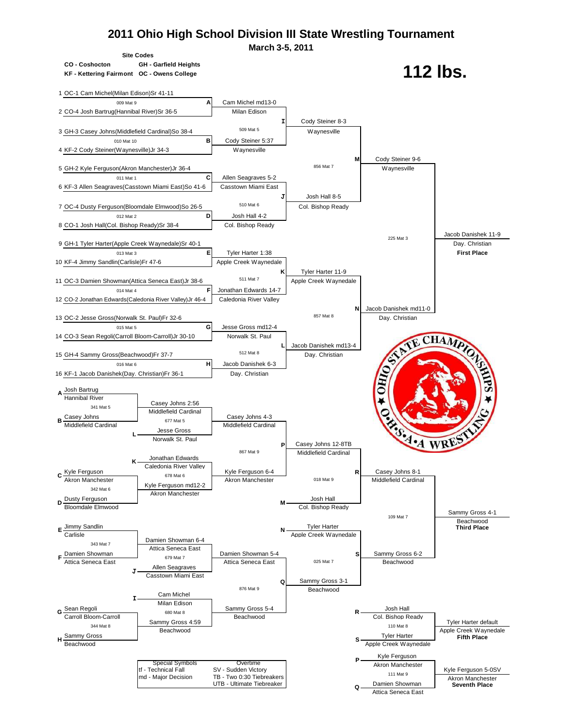# 2011 Ohio High School Division III State Wrestling Tournament

**March 3-5, 2011**

**Site Codes**

- **CO - Coshocton**
- **GH - Garfield Heights**
- **KF - Kettering Fairmont**
- **OC - Owens College**

# 112 lbs.

## Championship Bracket

1 OC-1 Cam Michel(Milan Edison)Sr 41-11
2 CO-4 Josh Bartrug(Hannibal River)Sr 36-5
3 GH-3 Casey Johns(Middlefield Cardinal)So 38-4
4 KF-2 Cody Steiner(Waynesville)Jr 34-3
5 GH-2 Kyle Ferguson(Akron Manchester)Jr 36-4
6 KF-3 Allen Seagraves(Casstown Miami East)So 41-6
7 OC-4 Dusty Ferguson(Bloomdale Elmwood)So 26-5
8 CO-1 Josh Hall(Col. Bishop Ready)Sr 38-4
9 GH-1 Tyler Harter(Apple Creek Waynedale)Sr 40-1
10 KF-4 Jimmy Sandlin(Carlisle)Fr 47-6
11 OC-3 Damien Showman(Attica Seneca East)Jr 38-6
12 CO-2 Jonathan Edwards(Caledonia River Valley)Jr 46-4
13 OC-2 Jesse Gross(Norwalk St. Paul)Fr 32-6
14 CO-3 Sean Regoli(Carroll Bloom-Carroll)Jr 30-10
15 GH-4 Sammy Gross(Beachwood)Fr 37-7
16 KF-1 Jacob Danishek(Day. Christian)Fr 36-1

| Bout | Match | Result |
|---|---|---|
| A | 009 Mat 9 | Cam Michel md13-0, Milan Edison |
| B | 010 Mat 10 | Cody Steiner 5:37, Waynesville |
| C | 011 Mat 1 | Allen Seagraves 5-2, Casstown Miami East |
| D | 012 Mat 2 | Josh Hall 4-2, Col. Bishop Ready |
| E | 013 Mat 3 | Tyler Harter 1:38, Apple Creek Waynedale |
| F | 014 Mat 4 | Jonathan Edwards 14-7, Caledonia River Valley |
| G | 015 Mat 5 | Jesse Gross md12-4, Norwalk St. Paul |
| H | 016 Mat 6 | Jacob Danishek 6-3, Day. Christian |
| I | 509 Mat 5 | Cody Steiner 8-3, Waynesville |
| J | 510 Mat 6 | Josh Hall 8-5, Col. Bishop Ready |
| K | 511 Mat 7 | Tyler Harter 11-9, Apple Creek Waynedale |
| L | 512 Mat 8 | Jacob Danishek md13-4, Day. Christian |
| M | 856 Mat 7 | Cody Steiner 9-6, Waynesville |
| N | 857 Mat 8 | Jacob Danishek md11-0, Day. Christian |
| Final | 225 Mat 3 | Jacob Danishek 11-9, Day. Christian — **First Place** |

## Consolation Bracket

| Bout | Wrestlers | Match | Result |
|---|---|---|---|
| A/B | Josh Bartrug (Hannibal River) vs. Casey Johns (Middlefield Cardinal) | 341 Mat 5 | Casey Johns 2:56, Middlefield Cardinal |
| L | Casey Johns vs. Jesse Gross (Norwalk St. Paul) | 677 Mat 5 | Casey Johns 4-3, Middlefield Cardinal |
| C/D | Kyle Ferguson (Akron Manchester) vs. Dusty Ferguson (Bloomdale Elmwood) | 342 Mat 6 | Kyle Ferguson md12-2, Akron Manchester |
| K | Jonathan Edwards (Caledonia River Valley) vs. Kyle Ferguson | 678 Mat 6 | Kyle Ferguson 6-4, Akron Manchester |
| P | Casey Johns vs. Kyle Ferguson | 867 Mat 9 | Casey Johns 12-8TB, Middlefield Cardinal |
| M/R | Casey Johns vs. Josh Hall (Col. Bishop Ready) | 018 Mat 9 | Casey Johns 8-1, Middlefield Cardinal |
| E/F | Jimmy Sandlin (Carlisle) vs. Damien Showman (Attica Seneca East) | 343 Mat 7 | Damien Showman 6-4, Attica Seneca East |
| J | Damien Showman vs. Allen Seagraves (Casstown Miami East) | 679 Mat 7 | Damien Showman 5-4, Attica Seneca East |
| G/H | Sean Regoli (Carroll Bloom-Carroll) vs. Sammy Gross (Beachwood) | 344 Mat 8 | Sammy Gross 4:59, Beachwood |
| I | Cam Michel (Milan Edison) vs. Sammy Gross | 680 Mat 8 | Sammy Gross 5-4, Beachwood |
| Q | Damien Showman vs. Sammy Gross | 876 Mat 9 | Sammy Gross 3-1, Beachwood |
| N/S | Tyler Harter (Apple Creek Waynedale) vs. Sammy Gross | 025 Mat 7 | Sammy Gross 6-2, Beachwood |
| Third | Casey Johns vs. Sammy Gross | 109 Mat 7 | Sammy Gross 4-1, Beachwood — **Third Place** |
| Fifth (R/S) | Josh Hall (Col. Bishop Ready) vs. Tyler Harter (Apple Creek Waynedale) | 110 Mat 8 | Tyler Harter default, Apple Creek Waynedale — **Fifth Place** |
| Seventh (P/Q) | Kyle Ferguson (Akron Manchester) vs. Damien Showman (Attica Seneca East) | 111 Mat 9 | Kyle Ferguson 5-0SV, Akron Manchester — **Seventh Place** |

| Special Symbols | Overtime |
|---|---|
| tf - Technical Fall | SV - Sudden Victory |
| md - Major Decision | TB - Two 0:30 Tiebreakers |
| | UTB - Ultimate Tiebreaker |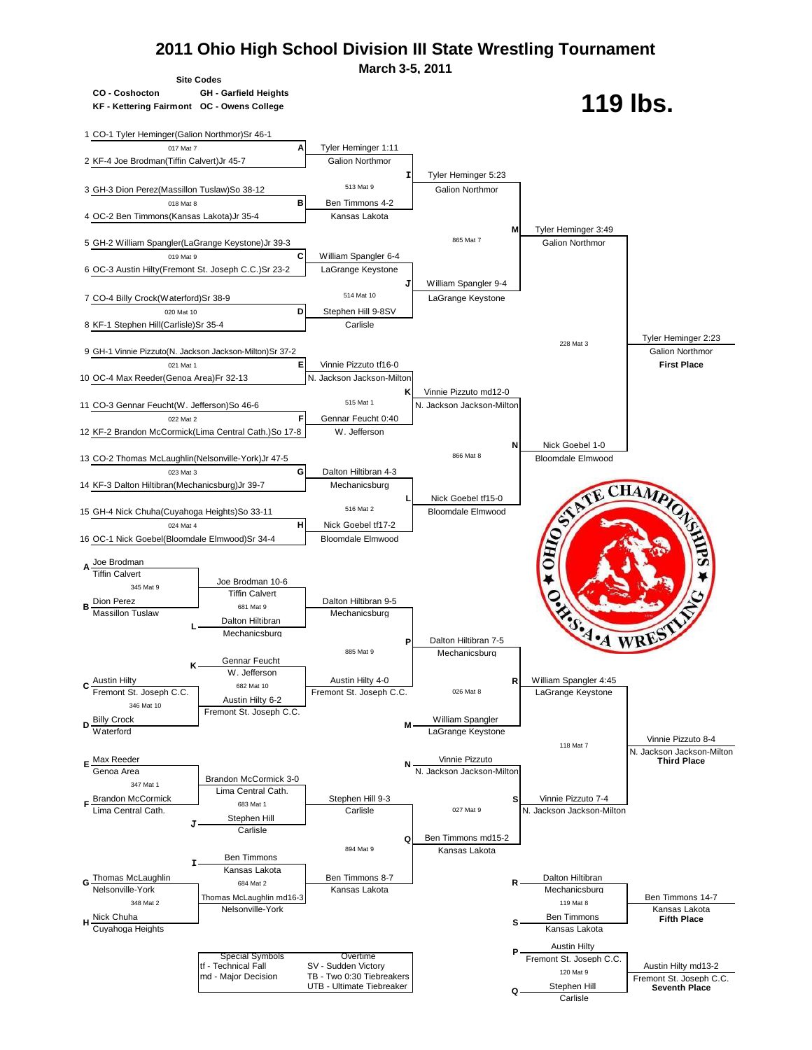# 2011 Ohio High School Division III State Wrestling Tournament

March 3-5, 2011

**Site Codes**

CO - Coshocton | GH - Garfield Heights
KF - Kettering Fairmont | OC - Owens College

## 119 lbs.

### Championship Bracket

**First Round**

| # | Wrestler | Bout | Result |
|---|---|---|---|
| 1 | CO-1 Tyler Heminger(Galion Northmor)Sr 46-1 | 017 Mat 7 (A) | Tyler Heminger 1:11, Galion Northmor |
| 2 | KF-4 Joe Brodman(Tiffin Calvert)Jr 45-7 | | |
| 3 | GH-3 Dion Perez(Massillon Tuslaw)So 38-12 | 018 Mat 8 (B) | Ben Timmons 4-2, Kansas Lakota |
| 4 | OC-2 Ben Timmons(Kansas Lakota)Jr 35-4 | | |
| 5 | GH-2 William Spangler(LaGrange Keystone)Jr 39-3 | 019 Mat 9 (C) | William Spangler 6-4, LaGrange Keystone |
| 6 | OC-3 Austin Hilty(Fremont St. Joseph C.C.)Sr 23-2 | | |
| 7 | CO-4 Billy Crock(Waterford)Sr 38-9 | 020 Mat 10 (D) | Stephen Hill 9-8SV, Carlisle |
| 8 | KF-1 Stephen Hill(Carlisle)Sr 35-4 | | |
| 9 | GH-1 Vinnie Pizzuto(N. Jackson Jackson-Milton)Sr 37-2 | 021 Mat 1 (E) | Vinnie Pizzuto tf16-0, N. Jackson Jackson-Milton |
| 10 | OC-4 Max Reeder(Genoa Area)Fr 32-13 | | |
| 11 | CO-3 Gennar Feucht(W. Jefferson)So 46-6 | 022 Mat 2 (F) | Gennar Feucht 0:40, W. Jefferson |
| 12 | KF-2 Brandon McCormick(Lima Central Cath.)So 17-8 | | |
| 13 | CO-2 Thomas McLaughlin(Nelsonville-York)Jr 47-5 | 023 Mat 3 (G) | Dalton Hiltibran 4-3, Mechanicsburg |
| 14 | KF-3 Dalton Hiltibran(Mechanicsburg)Jr 39-7 | | |
| 15 | GH-4 Nick Chuha(Cuyahoga Heights)So 33-11 | 024 Mat 4 (H) | Nick Goebel tf17-2, Bloomdale Elmwood |
| 16 | OC-1 Nick Goebel(Bloomdale Elmwood)Sr 34-4 | | |

**Quarterfinals**

- 513 Mat 9 (I): Tyler Heminger 5:23, Galion Northmor
- 514 Mat 10 (J): William Spangler 9-4, LaGrange Keystone
- 515 Mat 1 (K): Vinnie Pizzuto md12-0, N. Jackson Jackson-Milton
- 516 Mat 2 (L): Nick Goebel tf15-0, Bloomdale Elmwood

**Semifinals**

- 865 Mat 7 (M): Tyler Heminger 3:49, Galion Northmor
- 866 Mat 8 (N): Nick Goebel 1-0, Bloomdale Elmwood

**Final**

- 228 Mat 3: Tyler Heminger 2:23, Galion Northmor — **First Place**

### Consolation Bracket

**Consolation First Round**

- 345 Mat 9: A Joe Brodman (Tiffin Calvert) vs. B Dion Perez (Massillon Tuslaw) — Joe Brodman 10-6, Tiffin Calvert
- 346 Mat 10: C Austin Hilty (Fremont St. Joseph C.C.) vs. D Billy Crock (Waterford) — Austin Hilty 6-2, Fremont St. Joseph C.C.
- 347 Mat 1: E Max Reeder (Genoa Area) vs. F Brandon McCormick (Lima Central Cath.) — Brandon McCormick 3-0, Lima Central Cath.
- 348 Mat 2: G Thomas McLaughlin (Nelsonville-York) vs. H Nick Chuha (Cuyahoga Heights) — Thomas McLaughlin md16-3, Nelsonville-York

**Consolation Second Round**

- 681 Mat 9: L Dalton Hiltibran (Mechanicsburg) vs. Joe Brodman — Dalton Hiltibran 9-5, Mechanicsburg
- 682 Mat 10: K Gennar Feucht (W. Jefferson) vs. Austin Hilty — Austin Hilty 4-0, Fremont St. Joseph C.C.
- 683 Mat 1: J Stephen Hill (Carlisle) vs. Brandon McCormick — Stephen Hill 9-3, Carlisle
- 684 Mat 2: I Ben Timmons (Kansas Lakota) vs. Thomas McLaughlin — Ben Timmons 8-7, Kansas Lakota

**Consolation Quarterfinals**

- 885 Mat 9 (P): Dalton Hiltibran 7-5, Mechanicsburg
- 894 Mat 9 (Q): Ben Timmons md15-2, Kansas Lakota

**Consolation Semifinals**

- 026 Mat 8 (R): M William Spangler (LaGrange Keystone) vs. Dalton Hiltibran — William Spangler 4:45, LaGrange Keystone
- 027 Mat 9 (S): N Vinnie Pizzuto (N. Jackson Jackson-Milton) vs. Ben Timmons — Vinnie Pizzuto 7-4, N. Jackson Jackson-Milton

**Placement Matches**

- 118 Mat 7: William Spangler vs. Vinnie Pizzuto — Vinnie Pizzuto 8-4, N. Jackson Jackson-Milton — **Third Place**
- 119 Mat 8: R Dalton Hiltibran (Mechanicsburg) vs. S Ben Timmons (Kansas Lakota) — Ben Timmons 14-7, Kansas Lakota — **Fifth Place**
- 120 Mat 9: P Austin Hilty (Fremont St. Joseph C.C.) vs. Q Stephen Hill (Carlisle) — Austin Hilty md13-2, Fremont St. Joseph C.C. — **Seventh Place**

| Special Symbols | Overtime |
|---|---|
| tf - Technical Fall | SV - Sudden Victory |
| md - Major Decision | TB - Two 0:30 Tiebreakers |
| | UTB - Ultimate Tiebreaker |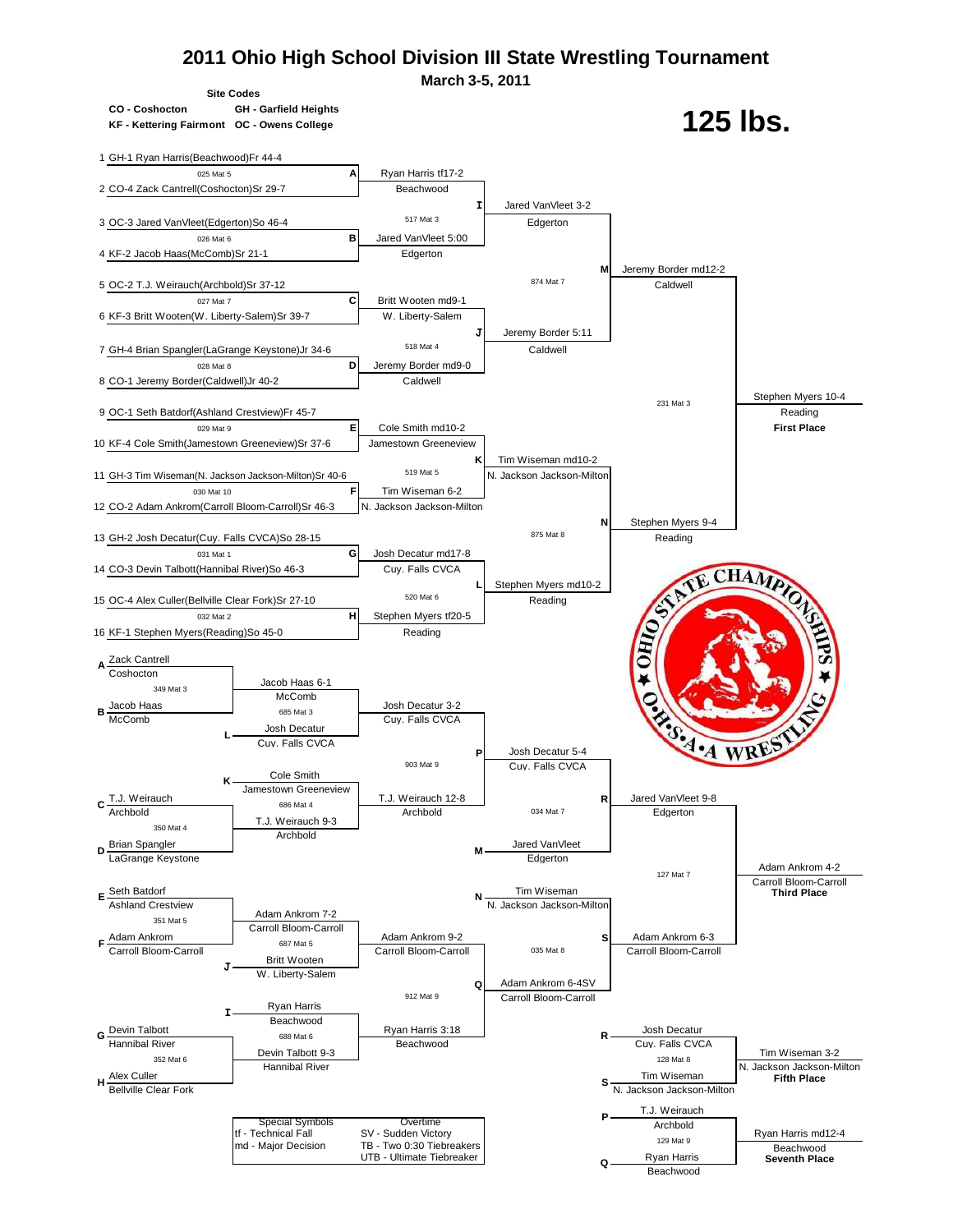# 2011 Ohio High School Division III State Wrestling Tournament

**March 3-5, 2011**

**Site Codes**

CO - Coshocton GH - Garfield Heights
KF - Kettering Fairmont OC - Owens College

# 125 lbs.

## Championship Bracket

1 GH-1 Ryan Harris(Beachwood)Fr 44-4
2 CO-4 Zack Cantrell(Coshocton)Sr 29-7
3 OC-3 Jared VanVleet(Edgerton)So 46-4
4 KF-2 Jacob Haas(McComb)Sr 21-1
5 OC-2 T.J. Weirauch(Archbold)Sr 37-12
6 KF-3 Britt Wooten(W. Liberty-Salem)Sr 39-7
7 GH-4 Brian Spangler(LaGrange Keystone)Jr 34-6
8 CO-1 Jeremy Border(Caldwell)Jr 40-2
9 OC-1 Seth Batdorf(Ashland Crestview)Fr 45-7
10 KF-4 Cole Smith(Jamestown Greeneview)Sr 37-6
11 GH-3 Tim Wiseman(N. Jackson Jackson-Milton)Sr 40-6
12 CO-2 Adam Ankrom(Carroll Bloom-Carroll)Sr 46-3
13 GH-2 Josh Decatur(Cuy. Falls CVCA)So 28-15
14 CO-3 Devin Talbott(Hannibal River)So 46-3
15 OC-4 Alex Culler(Bellville Clear Fork)Sr 27-10
16 KF-1 Stephen Myers(Reading)So 45-0

### First Round

| Bout | Mat | Winner |
|---|---|---|
| A | 025 Mat 5 | Ryan Harris tf17-2, Beachwood |
| B | 026 Mat 6 | Jared VanVleet 5:00, Edgerton |
| C | 027 Mat 7 | Britt Wooten md9-1, W. Liberty-Salem |
| D | 028 Mat 8 | Jeremy Border md9-0, Caldwell |
| E | 029 Mat 9 | Cole Smith md10-2, Jamestown Greeneview |
| F | 030 Mat 10 | Tim Wiseman 6-2, N. Jackson Jackson-Milton |
| G | 031 Mat 1 | Josh Decatur md17-8, Cuy. Falls CVCA |
| H | 032 Mat 2 | Stephen Myers tf20-5, Reading |

### Quarterfinals

| Bout | Mat | Winner |
|---|---|---|
| I | 517 Mat 3 | Jared VanVleet 3-2, Edgerton |
| J | 518 Mat 4 | Jeremy Border 5:11, Caldwell |
| K | 519 Mat 5 | Tim Wiseman md10-2, N. Jackson Jackson-Milton |
| L | 520 Mat 6 | Stephen Myers md10-2, Reading |

### Semifinals

| Bout | Mat | Winner |
|---|---|---|
| M | 874 Mat 7 | Jeremy Border md12-2, Caldwell |
| N | 875 Mat 8 | Stephen Myers 9-4, Reading |

### Finals

| Mat | Winner |
|---|---|
| 231 Mat 3 | Stephen Myers 10-4, Reading — **First Place** |

## Consolation Bracket

### Consolation Round 1

| Bout | Wrestlers | Mat | Winner |
|---|---|---|---|
| A/B | Zack Cantrell (Coshocton) vs. Jacob Haas (McComb) | 349 Mat 3 | Jacob Haas 6-1, McComb |
| C/D | T.J. Weirauch (Archbold) vs. Brian Spangler (LaGrange Keystone) | 350 Mat 4 | T.J. Weirauch 9-3, Archbold |
| E/F | Seth Batdorf (Ashland Crestview) vs. Adam Ankrom (Carroll Bloom-Carroll) | 351 Mat 5 | Adam Ankrom 7-2, Carroll Bloom-Carroll |
| G/H | Devin Talbott (Hannibal River) vs. Alex Culler (Bellville Clear Fork) | 352 Mat 6 | Devin Talbott 9-3, Hannibal River |

### Consolation Round 2

| Wrestlers | Mat | Winner |
|---|---|---|
| Jacob Haas (McComb) vs. L - Josh Decatur (Cuy. Falls CVCA) | 685 Mat 3 | Josh Decatur 3-2, Cuy. Falls CVCA |
| K - Cole Smith (Jamestown Greeneview) vs. T.J. Weirauch (Archbold) | 686 Mat 4 | T.J. Weirauch 12-8, Archbold |
| Adam Ankrom (Carroll Bloom-Carroll) vs. J - Britt Wooten (W. Liberty-Salem) | 687 Mat 5 | Adam Ankrom 9-2, Carroll Bloom-Carroll |
| I - Ryan Harris (Beachwood) vs. Devin Talbott (Hannibal River) | 688 Mat 6 | Ryan Harris 3:18, Beachwood |

### Consolation Quarterfinals

| Bout | Mat | Winner |
|---|---|---|
| P | 903 Mat 9 | Josh Decatur 5-4, Cuy. Falls CVCA |
| Q | 912 Mat 9 | Adam Ankrom 6-4SV, Carroll Bloom-Carroll |

### Consolation Semifinals

| Bout | Wrestlers | Mat | Winner |
|---|---|---|---|
| R | Josh Decatur (Cuy. Falls CVCA) vs. M - Jared VanVleet (Edgerton) | 034 Mat 7 | Jared VanVleet 9-8, Edgerton |
| S | N - Tim Wiseman (N. Jackson Jackson-Milton) vs. Adam Ankrom (Carroll Bloom-Carroll) | 035 Mat 8 | Adam Ankrom 6-3, Carroll Bloom-Carroll |

### Placement Matches

| Place | Wrestlers | Mat | Winner |
|---|---|---|---|
| **Third Place** | Jared VanVleet (Edgerton) vs. Adam Ankrom (Carroll Bloom-Carroll) | 127 Mat 7 | Adam Ankrom 4-2, Carroll Bloom-Carroll |
| **Fifth Place** | R - Josh Decatur (Cuy. Falls CVCA) vs. S - Tim Wiseman (N. Jackson Jackson-Milton) | 128 Mat 8 | Tim Wiseman 3-2, N. Jackson Jackson-Milton |
| **Seventh Place** | P - T.J. Weirauch (Archbold) vs. Q - Ryan Harris (Beachwood) | 129 Mat 9 | Ryan Harris md12-4, Beachwood |

| Special Symbols | Overtime |
|---|---|
| tf - Technical Fall | SV - Sudden Victory |
| md - Major Decision | TB - Two 0:30 Tiebreakers |
| | UTB - Ultimate Tiebreaker |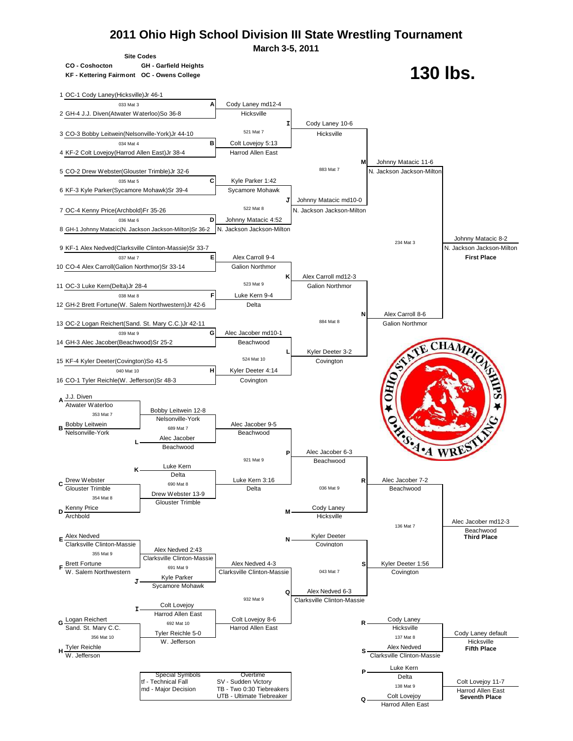# 2011 Ohio High School Division III State Wrestling Tournament

**March 3-5, 2011**

**Site Codes**

- CO - Coshocton
- GH - Garfield Heights
- KF - Kettering Fairmont
- OC - Owens College

# 130 lbs.

## Championship Bracket

### First Round

| Bout | Mat | Wrestlers | Winner |
|---|---|---|---|
| A | 033 Mat 3 | 1 OC-1 Cody Laney(Hicksville)Jr 46-1 vs. 2 GH-4 J.J. Diven(Atwater Waterloo)So 36-8 | Cody Laney md12-4 (Hicksville) |
| B | 034 Mat 4 | 3 CO-3 Bobby Leitwein(Nelsonville-York)Jr 44-10 vs. 4 KF-2 Colt Lovejoy(Harrod Allen East)Jr 38-4 | Colt Lovejoy 5:13 (Harrod Allen East) |
| C | 035 Mat 5 | 5 CO-2 Drew Webster(Glouster Trimble)Jr 32-6 vs. 6 KF-3 Kyle Parker(Sycamore Mohawk)Sr 39-4 | Kyle Parker 1:42 (Sycamore Mohawk) |
| D | 036 Mat 6 | 7 OC-4 Kenny Price(Archbold)Fr 35-26 vs. 8 GH-1 Johnny Matacic(N. Jackson Jackson-Milton)Sr 36-2 | Johnny Matacic 4:52 (N. Jackson Jackson-Milton) |
| E | 037 Mat 7 | 9 KF-1 Alex Nedved(Clarksville Clinton-Massie)Sr 33-7 vs. 10 CO-4 Alex Carroll(Galion Northmor)Sr 33-14 | Alex Carroll 9-4 (Galion Northmor) |
| F | 038 Mat 8 | 11 OC-3 Luke Kern(Delta)Jr 28-4 vs. 12 GH-2 Brett Fortune(W. Salem Northwestern)Jr 42-6 | Luke Kern 9-4 (Delta) |
| G | 039 Mat 9 | 13 OC-2 Logan Reichert(Sand. St. Mary C.C.)Jr 42-11 vs. 14 GH-3 Alec Jacober(Beachwood)Sr 25-2 | Alec Jacober md10-1 (Beachwood) |
| H | 040 Mat 10 | 15 KF-4 Kyler Deeter(Covington)So 41-5 vs. 16 CO-1 Tyler Reichle(W. Jefferson)Sr 48-3 | Kyler Deeter 4:14 (Covington) |

### Quarterfinals

| Bout | Mat | Winner |
|---|---|---|
| I | 521 Mat 7 | Cody Laney 10-6 (Hicksville) |
| J | 522 Mat 8 | Johnny Matacic md10-0 (N. Jackson Jackson-Milton) |
| K | 523 Mat 9 | Alex Carroll md12-3 (Galion Northmor) |
| L | 524 Mat 10 | Kyler Deeter 3-2 (Covington) |

### Semifinals

| Bout | Mat | Winner |
|---|---|---|
| M | 883 Mat 7 | Johnny Matacic 11-6 (N. Jackson Jackson-Milton) |
| N | 884 Mat 8 | Alex Carroll 8-6 (Galion Northmor) |

### Final

| Mat | Winner |
|---|---|
| 234 Mat 3 | Johnny Matacic 8-2 (N. Jackson Jackson-Milton) **First Place** |

## Consolation Bracket

| Mat | Wrestlers | Winner |
|---|---|---|
| 353 Mat 7 | A: J.J. Diven (Atwater Waterloo) vs. B: Bobby Leitwein (Nelsonville-York) | Bobby Leitwein 12-8 (Nelsonville-York) |
| 354 Mat 8 | C: Drew Webster (Glouster Trimble) vs. D: Kenny Price (Archbold) | Drew Webster 13-9 (Glouster Trimble) |
| 355 Mat 9 | E: Alex Nedved (Clarksville Clinton-Massie) vs. F: Brett Fortune (W. Salem Northwestern) | Alex Nedved 2:43 (Clarksville Clinton-Massie) |
| 356 Mat 10 | G: Logan Reichert (Sand. St. Mary C.C.) vs. H: Tyler Reichle (W. Jefferson) | Tyler Reichle 5-0 (W. Jefferson) |
| 689 Mat 7 | Bobby Leitwein vs. L: Alec Jacober (Beachwood) | Alec Jacober 9-5 (Beachwood) |
| 690 Mat 8 | K: Luke Kern (Delta) vs. Drew Webster | Luke Kern 3:16 (Delta) |
| 691 Mat 9 | Alex Nedved vs. J: Kyle Parker (Sycamore Mohawk) | Alex Nedved 4-3 (Clarksville Clinton-Massie) |
| 692 Mat 10 | I: Colt Lovejoy (Harrod Allen East) vs. Tyler Reichle | Colt Lovejoy 8-6 (Harrod Allen East) |
| 921 Mat 9 | Alec Jacober vs. Luke Kern | P: Alec Jacober 6-3 (Beachwood) |
| 932 Mat 9 | Alex Nedved vs. Colt Lovejoy | Q: Alex Nedved 6-3 (Clarksville Clinton-Massie) |
| 036 Mat 9 | Alec Jacober vs. M: Cody Laney (Hicksville) | R: Alec Jacober 7-2 (Beachwood) |
| 043 Mat 7 | N: Kyler Deeter (Covington) vs. Alex Nedved | S: Kyler Deeter 1:56 (Covington) |

## Placement Matches

| Mat | Wrestlers | Result |
|---|---|---|
| 136 Mat 7 | Alec Jacober vs. Kyler Deeter | Alec Jacober md12-3 (Beachwood) **Third Place** |
| 137 Mat 8 | R: Cody Laney (Hicksville) vs. S: Alex Nedved (Clarksville Clinton-Massie) | Cody Laney default (Hicksville) **Fifth Place** |
| 138 Mat 9 | P: Luke Kern (Delta) vs. Q: Colt Lovejoy (Harrod Allen East) | Colt Lovejoy 11-7 (Harrod Allen East) **Seventh Place** |

| Special Symbols | Overtime |
|---|---|
| tf - Technical Fall | SV - Sudden Victory |
| md - Major Decision | TB - Two 0:30 Tiebreakers |
| | UTB - Ultimate Tiebreaker |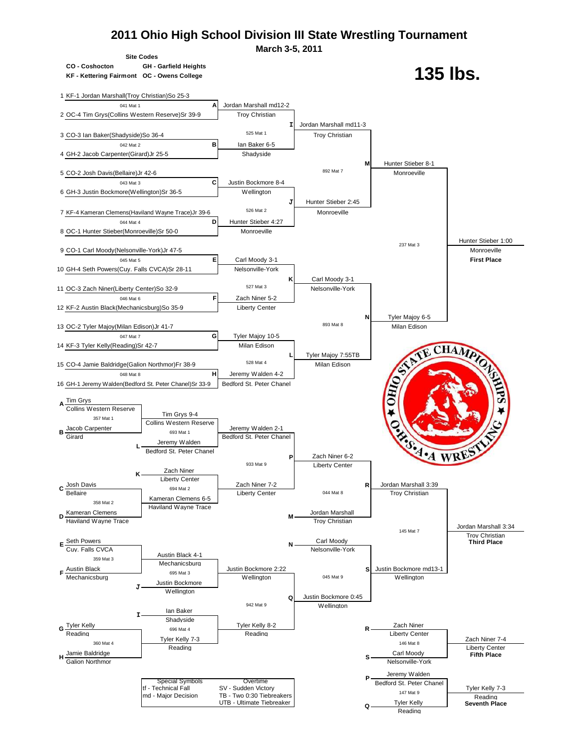# 2011 Ohio High School Division III State Wrestling Tournament

**March 3-5, 2011**

**Site Codes**

**CO - Coshocton** **GH - Garfield Heights**
**KF - Kettering Fairmont** **OC - Owens College**

## 135 lbs.

### Championship Bracket

1 KF-1 Jordan Marshall(Troy Christian)So 25-3
041 Mat 1 — **A** Jordan Marshall md12-2, Troy Christian
2 OC-4 Tim Grys(Collins Western Reserve)Sr 39-9

3 CO-3 Ian Baker(Shadyside)So 36-4
042 Mat 2 — **B** Ian Baker 6-5, Shadyside
4 GH-2 Jacob Carpenter(Girard)Jr 25-5

525 Mat 1 — **I** Jordan Marshall md11-3, Troy Christian

5 CO-2 Josh Davis(Bellaire)Jr 42-6
043 Mat 3 — **C** Justin Bockmore 8-4, Wellington
6 GH-3 Justin Bockmore(Wellington)Sr 36-5

7 KF-4 Kameran Clemens(Haviland Wayne Trace)Jr 39-6
044 Mat 4 — **D** Hunter Stieber 4:27, Monroeville
8 OC-1 Hunter Stieber(Monroeville)Sr 50-0

526 Mat 2 — **J** Hunter Stieber 2:45, Monroeville

892 Mat 7 — **M** Hunter Stieber 8-1, Monroeville

9 CO-1 Carl Moody(Nelsonville-York)Jr 47-5
045 Mat 5 — **E** Carl Moody 3-1, Nelsonville-York
10 GH-4 Seth Powers(Cuy. Falls CVCA)Sr 28-11

11 OC-3 Zach Niner(Liberty Center)So 32-9
046 Mat 6 — **F** Zach Niner 5-2, Liberty Center
12 KF-2 Austin Black(Mechanicsburg)So 35-9

527 Mat 3 — **K** Carl Moody 3-1, Nelsonville-York

13 OC-2 Tyler Majoy(Milan Edison)Jr 41-7
047 Mat 7 — **G** Tyler Majoy 10-5, Milan Edison
14 KF-3 Tyler Kelly(Reading)Sr 42-7

15 CO-4 Jamie Baldridge(Galion Northmor)Fr 38-9
048 Mat 8 — **H** Jeremy Walden 4-2, Bedford St. Peter Chanel
16 GH-1 Jeremy Walden(Bedford St. Peter Chanel)Sr 33-9

528 Mat 4 — **L** Tyler Majoy 7:55TB, Milan Edison

893 Mat 8 — **N** Tyler Majoy 6-5, Milan Edison

237 Mat 3 — Hunter Stieber 1:00, Monroeville — **First Place**

### Consolation Bracket

**A** Tim Grys, Collins Western Reserve
357 Mat 1 — Tim Grys 9-4, Collins Western Reserve
**B** Jacob Carpenter, Girard

**L** Jeremy Walden, Bedford St. Peter Chanel
693 Mat 1 — Jeremy Walden 2-1, Bedford St. Peter Chanel

**K** Zach Niner, Liberty Center
694 Mat 2 — Zach Niner 7-2, Liberty Center

**C** Josh Davis, Bellaire
358 Mat 2 — Kameran Clemens 6-5, Haviland Wayne Trace
**D** Kameran Clemens, Haviland Wayne Trace

933 Mat 9 — **P** Zach Niner 6-2, Liberty Center

**M** Jordan Marshall, Troy Christian
044 Mat 8 — **R** Jordan Marshall 3:39, Troy Christian

**E** Seth Powers, Cuy. Falls CVCA
359 Mat 3 — Austin Black 4-1, Mechanicsburg
**F** Austin Black, Mechanicsburg

**J** Justin Bockmore, Wellington
695 Mat 3 — Justin Bockmore 2:22, Wellington

**I** Ian Baker, Shadyside
696 Mat 4 — Tyler Kelly 8-2, Reading

**G** Tyler Kelly, Reading
360 Mat 4 — Tyler Kelly 7-3, Reading
**H** Jamie Baldridge, Galion Northmor

942 Mat 9 — **Q** Justin Bockmore 0:45, Wellington

**N** Carl Moody, Nelsonville-York
045 Mat 9 — **S** Justin Bockmore md13-1, Wellington

145 Mat 7 — Jordan Marshall 3:34, Troy Christian — **Third Place**

**R** Zach Niner, Liberty Center
146 Mat 8 — Zach Niner 7-4, Liberty Center — **Fifth Place**
**S** Carl Moody, Nelsonville-York

**P** Jeremy Walden, Bedford St. Peter Chanel
147 Mat 9 — Tyler Kelly 7-3, Reading — **Seventh Place**
**Q** Tyler Kelly, Reading

| Special Symbols | Overtime |
| --- | --- |
| tf - Technical Fall | SV - Sudden Victory |
| md - Major Decision | TB - Two 0:30 Tiebreakers |
| | UTB - Ultimate Tiebreaker |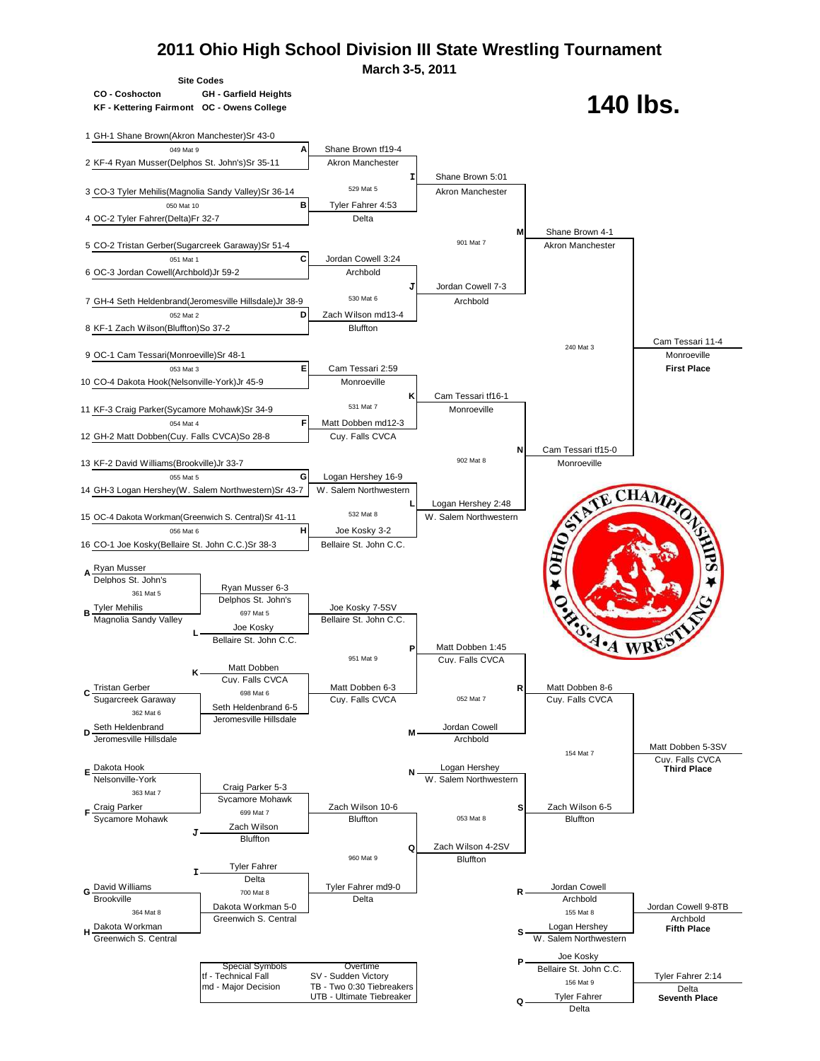# 2011 Ohio High School Division III State Wrestling Tournament

**March 3-5, 2011**

**Site Codes**

**CO - Coshocton** | **GH - Garfield Heights**
**KF - Kettering Fairmont** | **OC - Owens College**

# 140 lbs.

## Championship Bracket

1 GH-1 Shane Brown(Akron Manchester)Sr 43-0
049 Mat 9 — A
2 KF-4 Ryan Musser(Delphos St. John's)Sr 35-11

3 CO-3 Tyler Mehilis(Magnolia Sandy Valley)Sr 36-14
050 Mat 10 — B
4 OC-2 Tyler Fahrer(Delta)Fr 32-7

5 CO-2 Tristan Gerber(Sugarcreek Garaway)Sr 51-4
051 Mat 1 — C
6 OC-3 Jordan Cowell(Archbold)Jr 59-2

7 GH-4 Seth Heldenbrand(Jeromesville Hillsdale)Jr 38-9
052 Mat 2 — D
8 KF-1 Zach Wilson(Bluffton)So 37-2

9 OC-1 Cam Tessari(Monroeville)Sr 48-1
053 Mat 3 — E
10 CO-4 Dakota Hook(Nelsonville-York)Jr 45-9

11 KF-3 Craig Parker(Sycamore Mohawk)Sr 34-9
054 Mat 4 — F
12 GH-2 Matt Dobben(Cuy. Falls CVCA)So 28-8

13 KF-2 David Williams(Brookville)Jr 33-7
055 Mat 5 — G
14 GH-3 Logan Hershey(W. Salem Northwestern)Sr 43-7

15 OC-4 Dakota Workman(Greenwich S. Central)Sr 41-11
056 Mat 6 — H
16 CO-1 Joe Kosky(Bellaire St. John C.C.)Sr 38-3

### First Round Results

- A: Shane Brown tf19-4 — Akron Manchester
- B: Tyler Fahrer 4:53 — Delta
- C: Jordan Cowell 3:24 — Archbold
- D: Zach Wilson md13-4 — Bluffton
- E: Cam Tessari 2:59 — Monroeville
- F: Matt Dobben md12-3 — Cuy. Falls CVCA
- G: Logan Hershey 16-9 — W. Salem Northwestern
- H: Joe Kosky 3-2 — Bellaire St. John C.C.

### Quarterfinals

- 529 Mat 5 — I: Shane Brown 5:01 — Akron Manchester
- 530 Mat 6 — J: Jordan Cowell 7-3 — Archbold
- 531 Mat 7 — K: Cam Tessari tf16-1 — Monroeville
- 532 Mat 8 — L: Logan Hershey 2:48 — W. Salem Northwestern

### Semifinals

- 901 Mat 7 — M: Shane Brown 4-1 — Akron Manchester
- 902 Mat 8 — N: Cam Tessari tf15-0 — Monroeville

### Final

- 240 Mat 3: Cam Tessari 11-4 — Monroeville — **First Place**

## Consolation Bracket

- A Ryan Musser (Delphos St. John's) vs. B Tyler Mehilis (Magnolia Sandy Valley) — 361 Mat 5: Ryan Musser 6-3 — Delphos St. John's
- L Joe Kosky (Bellaire St. John C.C.) — 697 Mat 5: Joe Kosky 7-5SV — Bellaire St. John C.C.
- C Tristan Gerber (Sugarcreek Garaway) vs. D Seth Heldenbrand (Jeromesville Hillsdale) — 362 Mat 6: Seth Heldenbrand 6-5 — Jeromesville Hillsdale
- K Matt Dobben (Cuy. Falls CVCA) — 698 Mat 6: Matt Dobben 6-3 — Cuy. Falls CVCA
- 951 Mat 9 — P: Matt Dobben 1:45 — Cuy. Falls CVCA
- M Jordan Cowell (Archbold) — 052 Mat 7 — R: Matt Dobben 8-6 — Cuy. Falls CVCA
- E Dakota Hook (Nelsonville-York) vs. F Craig Parker (Sycamore Mohawk) — 363 Mat 7: Craig Parker 5-3 — Sycamore Mohawk
- J Zach Wilson (Bluffton) — 699 Mat 7: Zach Wilson 10-6 — Bluffton
- G David Williams (Brookville) vs. H Dakota Workman (Greenwich S. Central) — 364 Mat 8: Dakota Workman 5-0 — Greenwich S. Central
- I Tyler Fahrer (Delta) — 700 Mat 8: Tyler Fahrer md9-0 — Delta
- 960 Mat 9 — Q: Zach Wilson 4-2SV — Bluffton
- N Logan Hershey (W. Salem Northwestern) — 053 Mat 8 — S: Zach Wilson 6-5 — Bluffton

### Placement Matches

- 154 Mat 7: Matt Dobben 5-3SV — Cuy. Falls CVCA — **Third Place**
- R Jordan Cowell (Archbold) vs. S Logan Hershey (W. Salem Northwestern) — 155 Mat 8: Jordan Cowell 9-8TB — Archbold — **Fifth Place**
- P Joe Kosky (Bellaire St. John C.C.) vs. Q Tyler Fahrer (Delta) — 156 Mat 9: Tyler Fahrer 2:14 — Delta — **Seventh Place**

| Special Symbols | Overtime |
| --- | --- |
| tf - Technical Fall | SV - Sudden Victory |
| md - Major Decision | TB - Two 0:30 Tiebreakers |
| | UTB - Ultimate Tiebreaker |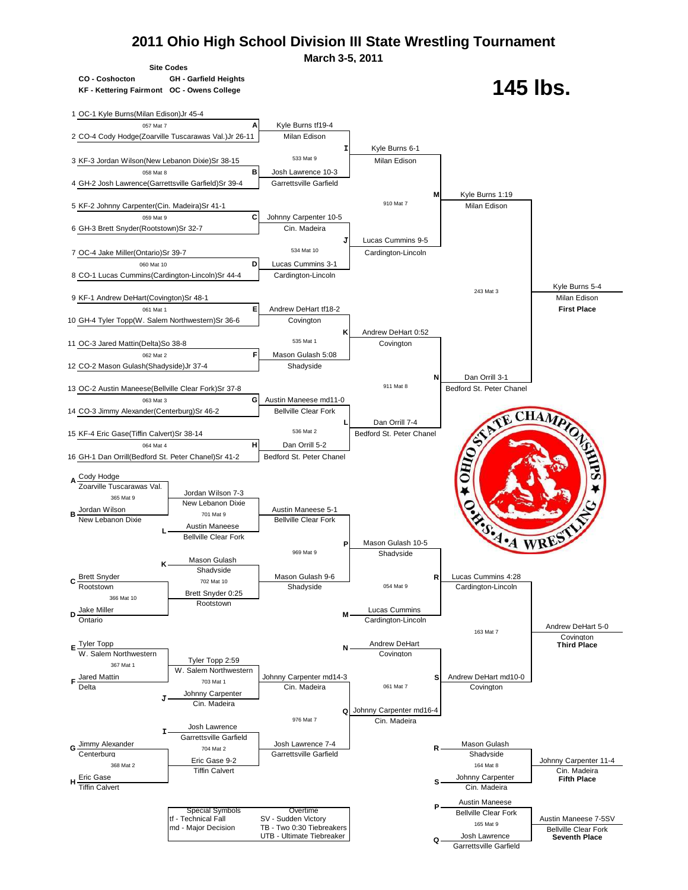# 2011 Ohio High School Division III State Wrestling Tournament

**March 3-5, 2011**

**Site Codes**

| | |
|---|---|
| CO - Coshocton | GH - Garfield Heights |
| KF - Kettering Fairmont | OC - Owens College |

# 145 lbs.

## Championship Bracket

**First Round**

| # | Wrestler | Bout | Winner |
|---|---|---|---|
| 1 | OC-1 Kyle Burns(Milan Edison)Jr 45-4 | A (057 Mat 7) | Kyle Burns tf19-4, Milan Edison |
| 2 | CO-4 Cody Hodge(Zoarville Tuscarawas Val.)Jr 26-11 | | |
| 3 | KF-3 Jordan Wilson(New Lebanon Dixie)Sr 38-15 | B (058 Mat 8) | Josh Lawrence 10-3, Garrettsville Garfield |
| 4 | GH-2 Josh Lawrence(Garrettsville Garfield)Sr 39-4 | | |
| 5 | KF-2 Johnny Carpenter(Cin. Madeira)Sr 41-1 | C (059 Mat 9) | Johnny Carpenter 10-5, Cin. Madeira |
| 6 | GH-3 Brett Snyder(Rootstown)Sr 32-7 | | |
| 7 | OC-4 Jake Miller(Ontario)Sr 39-7 | D (060 Mat 10) | Lucas Cummins 3-1, Cardington-Lincoln |
| 8 | CO-1 Lucas Cummins(Cardington-Lincoln)Sr 44-4 | | |
| 9 | KF-1 Andrew DeHart(Covington)Sr 48-1 | E (061 Mat 1) | Andrew DeHart tf18-2, Covington |
| 10 | GH-4 Tyler Topp(W. Salem Northwestern)Sr 36-6 | | |
| 11 | OC-3 Jared Mattin(Delta)So 38-8 | F (062 Mat 2) | Mason Gulash 5:08, Shadyside |
| 12 | CO-2 Mason Gulash(Shadyside)Jr 37-4 | | |
| 13 | OC-2 Austin Maneese(Bellville Clear Fork)Sr 37-8 | G (063 Mat 3) | Austin Maneese md11-0, Bellville Clear Fork |
| 14 | CO-3 Jimmy Alexander(Centerburg)Sr 46-2 | | |
| 15 | KF-4 Eric Gase(Tiffin Calvert)Sr 38-14 | H (064 Mat 4) | Dan Orrill 5-2, Bedford St. Peter Chanel |
| 16 | GH-1 Dan Orrill(Bedford St. Peter Chanel)Sr 41-2 | | |

**Quarterfinals**

- I (533 Mat 9): Kyle Burns 6-1, Milan Edison
- J (534 Mat 10): Lucas Cummins 9-5, Cardington-Lincoln
- K (535 Mat 1): Andrew DeHart 0:52, Covington
- L (536 Mat 2): Dan Orrill 7-4, Bedford St. Peter Chanel

**Semifinals**

- M (910 Mat 7): Kyle Burns 1:19, Milan Edison
- N (911 Mat 8): Dan Orrill 3-1, Bedford St. Peter Chanel

**Final** (243 Mat 3): Kyle Burns 5-4, Milan Edison — **First Place**

## Consolation Bracket

- A Cody Hodge (Zoarville Tuscarawas Val.) vs B Jordan Wilson (New Lebanon Dixie) — 365 Mat 9: Jordan Wilson 7-3, New Lebanon Dixie
- C Brett Snyder (Rootstown) vs D Jake Miller (Ontario) — 366 Mat 10: Brett Snyder 0:25, Rootstown
- E Tyler Topp (W. Salem Northwestern) vs F Jared Mattin (Delta) — 367 Mat 1: Tyler Topp 2:59, W. Salem Northwestern
- G Jimmy Alexander (Centerburg) vs H Eric Gase (Tiffin Calvert) — 368 Mat 2: Eric Gase 9-2, Tiffin Calvert
- 701 Mat 9: Jordan Wilson vs L Austin Maneese (Bellville Clear Fork) — Austin Maneese 5-1, Bellville Clear Fork
- 702 Mat 10: K Mason Gulash (Shadyside) vs Brett Snyder — Mason Gulash 9-6, Shadyside
- 703 Mat 1: Tyler Topp vs J Johnny Carpenter (Cin. Madeira) — Johnny Carpenter md14-3, Cin. Madeira
- 704 Mat 2: I Josh Lawrence (Garrettsville Garfield) vs Eric Gase — Josh Lawrence 7-4, Garrettsville Garfield
- P (969 Mat 9): Austin Maneese vs Mason Gulash — Mason Gulash 10-5, Shadyside
- Q (976 Mat 7): Johnny Carpenter vs Josh Lawrence — Johnny Carpenter md16-4, Cin. Madeira
- R (054 Mat 9): Mason Gulash vs M Lucas Cummins (Cardington-Lincoln) — Lucas Cummins 4:28, Cardington-Lincoln
- S (061 Mat 7): N Andrew DeHart (Covington) vs Johnny Carpenter — Andrew DeHart md10-0, Covington

**Third Place** (163 Mat 7): Andrew DeHart 5-0, Covington — **Third Place**

**Fifth Place** (164 Mat 8): R Mason Gulash (Shadyside) vs S Johnny Carpenter (Cin. Madeira) — Johnny Carpenter 11-4, Cin. Madeira — **Fifth Place**

**Seventh Place** (165 Mat 9): P Austin Maneese (Bellville Clear Fork) vs Q Josh Lawrence (Garrettsville Garfield) — Austin Maneese 7-5SV, Bellville Clear Fork — **Seventh Place**

| Special Symbols | Overtime |
|---|---|
| tf - Technical Fall | SV - Sudden Victory |
| md - Major Decision | TB - Two 0:30 Tiebreakers |
| | UTB - Ultimate Tiebreaker |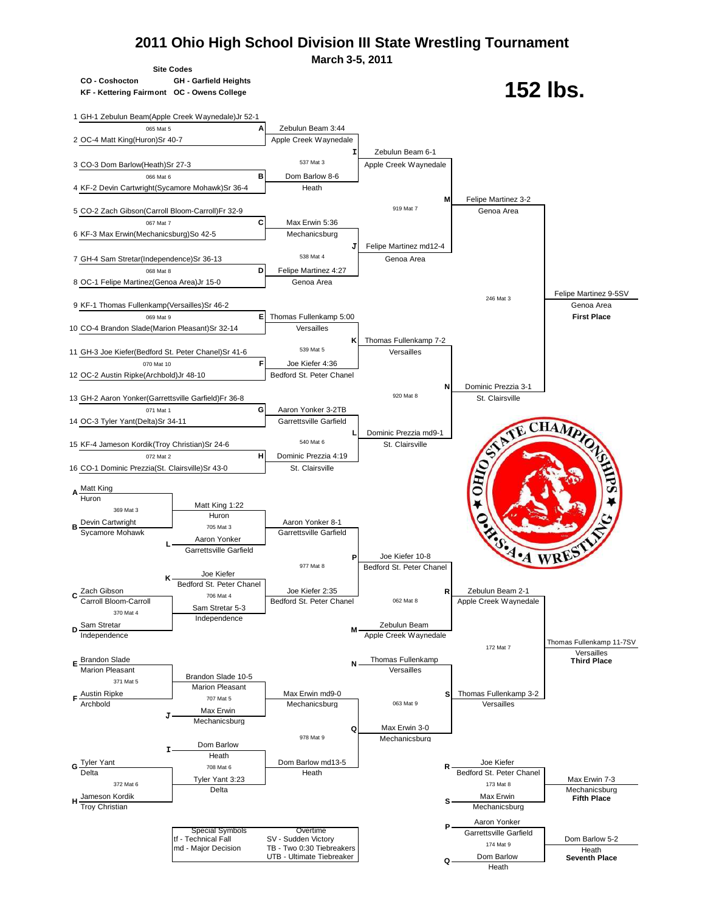# 2011 Ohio High School Division III State Wrestling Tournament

**March 3-5, 2011**

**Site Codes**

CO - Coshocton  GH - Garfield Heights
KF - Kettering Fairmont  OC - Owens College

## 152 lbs.

### Championship Bracket

**First Round**

| Bout | Wrestler 1 | Wrestler 2 | Winner |
|---|---|---|---|
| A (065 Mat 5) | 1 GH-1 Zebulun Beam(Apple Creek Waynedale)Jr 52-1 | 2 OC-4 Matt King(Huron)Sr 40-7 | Zebulun Beam 3:44, Apple Creek Waynedale |
| B (066 Mat 6) | 3 CO-3 Dom Barlow(Heath)Sr 27-3 | 4 KF-2 Devin Cartwright(Sycamore Mohawk)Sr 36-4 | Dom Barlow 8-6, Heath |
| C (067 Mat 7) | 5 CO-2 Zach Gibson(Carroll Bloom-Carroll)Fr 32-9 | 6 KF-3 Max Erwin(Mechanicsburg)So 42-5 | Max Erwin 5:36, Mechanicsburg |
| D (068 Mat 8) | 7 GH-4 Sam Stretar(Independence)Sr 36-13 | 8 OC-1 Felipe Martinez(Genoa Area)Jr 15-0 | Felipe Martinez 4:27, Genoa Area |
| E (069 Mat 9) | 9 KF-1 Thomas Fullenkamp(Versailles)Sr 46-2 | 10 CO-4 Brandon Slade(Marion Pleasant)Sr 32-14 | Thomas Fullenkamp 5:00, Versailles |
| F (070 Mat 10) | 11 GH-3 Joe Kiefer(Bedford St. Peter Chanel)Sr 41-6 | 12 OC-2 Austin Ripke(Archbold)Jr 48-10 | Joe Kiefer 4:36, Bedford St. Peter Chanel |
| G (071 Mat 1) | 13 GH-2 Aaron Yonker(Garrettsville Garfield)Fr 36-8 | 14 OC-3 Tyler Yant(Delta)Sr 34-11 | Aaron Yonker 3-2TB, Garrettsville Garfield |
| H (072 Mat 2) | 15 KF-4 Jameson Kordik(Troy Christian)Sr 24-6 | 16 CO-1 Dominic Prezzia(St. Clairsville)Sr 43-0 | Dominic Prezzia 4:19, St. Clairsville |

**Quarterfinals**

| Bout | Winner |
|---|---|
| I (537 Mat 3) | Zebulun Beam 6-1, Apple Creek Waynedale |
| J (538 Mat 4) | Felipe Martinez md12-4, Genoa Area |
| K (539 Mat 5) | Thomas Fullenkamp 7-2, Versailles |
| L (540 Mat 6) | Dominic Prezzia md9-1, St. Clairsville |

**Semifinals**

| Bout | Winner |
|---|---|
| M (919 Mat 7) | Felipe Martinez 3-2, Genoa Area |
| N (920 Mat 8) | Dominic Prezzia 3-1, St. Clairsville |

**Final (246 Mat 3)**

Felipe Martinez 9-5SV, Genoa Area — **First Place**

### Consolation Bracket

| Bout | Wrestler 1 | Wrestler 2 | Winner |
|---|---|---|---|
| 369 Mat 3 | A Matt King, Huron | B Devin Cartwright, Sycamore Mohawk | Matt King 1:22, Huron |
| 370 Mat 4 | C Zach Gibson, Carroll Bloom-Carroll | D Sam Stretar, Independence | Sam Stretar 5-3, Independence |
| 371 Mat 5 | E Brandon Slade, Marion Pleasant | F Austin Ripke, Archbold | Brandon Slade 10-5, Marion Pleasant |
| 372 Mat 6 | G Tyler Yant, Delta | H Jameson Kordik, Troy Christian | Tyler Yant 3:23, Delta |
| 705 Mat 3 | Matt King, Huron | L Aaron Yonker, Garrettsville Garfield | Aaron Yonker 8-1, Garrettsville Garfield |
| 706 Mat 4 | K Joe Kiefer, Bedford St. Peter Chanel | Sam Stretar, Independence | Joe Kiefer 2:35, Bedford St. Peter Chanel |
| 707 Mat 5 | Brandon Slade, Marion Pleasant | J Max Erwin, Mechanicsburg | Max Erwin md9-0, Mechanicsburg |
| 708 Mat 6 | I Dom Barlow, Heath | Tyler Yant, Delta | Dom Barlow md13-5, Heath |
| P (977 Mat 8) | Aaron Yonker, Garrettsville Garfield | Joe Kiefer, Bedford St. Peter Chanel | Joe Kiefer 10-8, Bedford St. Peter Chanel |
| Q (978 Mat 9) | Max Erwin, Mechanicsburg | Dom Barlow, Heath | Max Erwin 3-0, Mechanicsburg |
| R (062 Mat 8) | Joe Kiefer, Bedford St. Peter Chanel | M Zebulun Beam, Apple Creek Waynedale | Zebulun Beam 2-1, Apple Creek Waynedale |
| S (063 Mat 9) | N Thomas Fullenkamp, Versailles | Max Erwin, Mechanicsburg | Thomas Fullenkamp 3-2, Versailles |
| 172 Mat 7 | Zebulun Beam, Apple Creek Waynedale | Thomas Fullenkamp, Versailles | Thomas Fullenkamp 11-7SV, Versailles — **Third Place** |
| 173 Mat 8 | R Joe Kiefer, Bedford St. Peter Chanel | S Max Erwin, Mechanicsburg | Max Erwin 7-3, Mechanicsburg — **Fifth Place** |
| 174 Mat 9 | P Aaron Yonker, Garrettsville Garfield | Q Dom Barlow, Heath | Dom Barlow 5-2, Heath — **Seventh Place** |

| Special Symbols | Overtime |
|---|---|
| tf - Technical Fall | SV - Sudden Victory |
| md - Major Decision | TB - Two 0:30 Tiebreakers |
| | UTB - Ultimate Tiebreaker |

OHIO STATE CHAMPIONSHIPS ★ O·H·S·A·A WRESTLING ★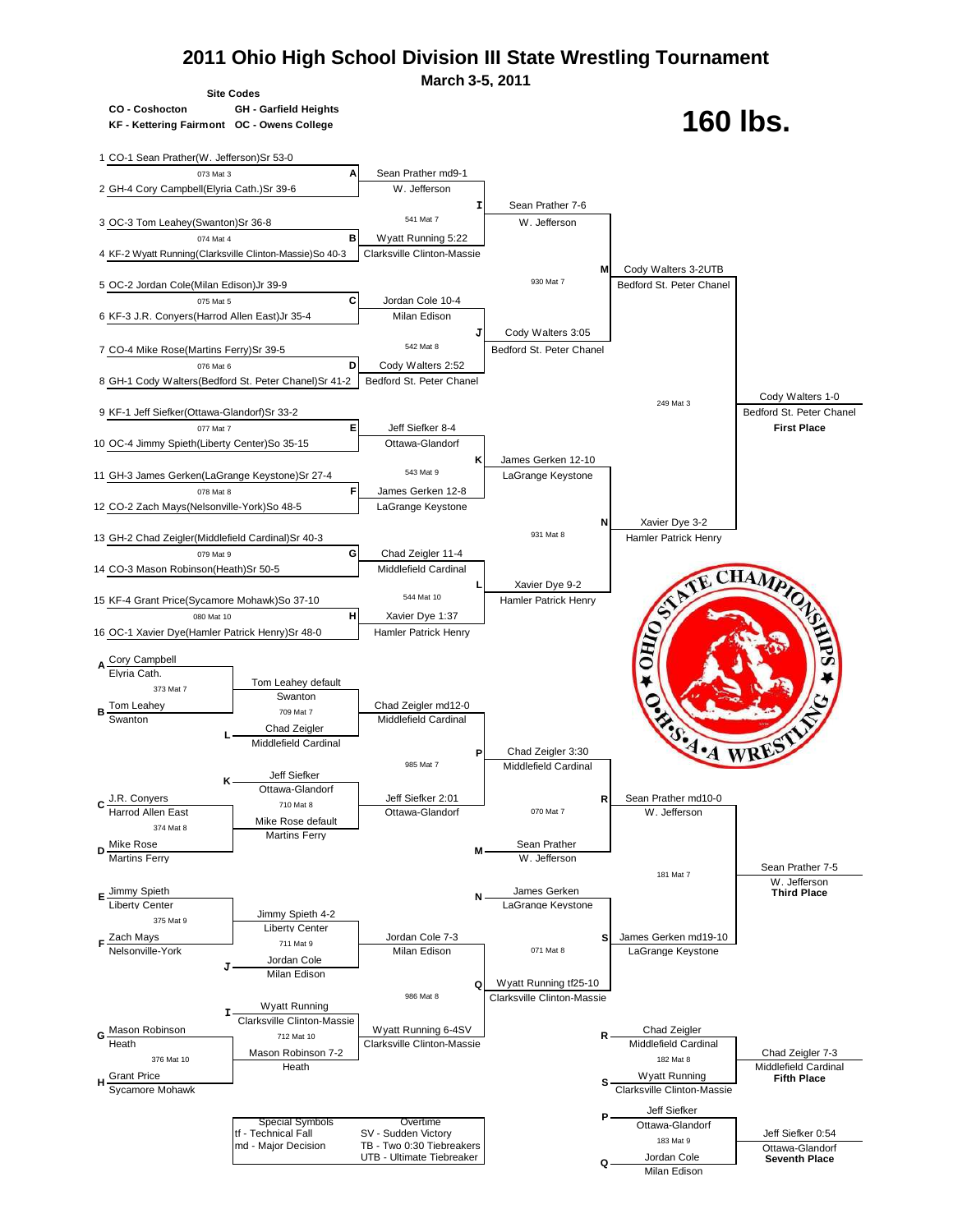# 2011 Ohio High School Division III State Wrestling Tournament

**March 3-5, 2011**

**Site Codes**

CO - Coshocton — GH - Garfield Heights
KF - Kettering Fairmont — OC - Owens College

# 160 lbs.

## Championship Bracket

1 CO-1 Sean Prather(W. Jefferson)Sr 53-0
073 Mat 3 — A
2 GH-4 Cory Campbell(Elyria Cath.)Sr 39-6

3 OC-3 Tom Leahey(Swanton)Sr 36-8
074 Mat 4 — B
4 KF-2 Wyatt Running(Clarksville Clinton-Massie)So 40-3

5 OC-2 Jordan Cole(Milan Edison)Jr 39-9
075 Mat 5 — C
6 KF-3 J.R. Conyers(Harrod Allen East)Jr 35-4

7 CO-4 Mike Rose(Martins Ferry)Sr 39-5
076 Mat 6 — D
8 GH-1 Cody Walters(Bedford St. Peter Chanel)Sr 41-2

9 KF-1 Jeff Siefker(Ottawa-Glandorf)Sr 33-2
077 Mat 7 — E
10 OC-4 Jimmy Spieth(Liberty Center)So 35-15

11 GH-3 James Gerken(LaGrange Keystone)Sr 27-4
078 Mat 8 — F
12 CO-2 Zach Mays(Nelsonville-York)So 48-5

13 GH-2 Chad Zeigler(Middlefield Cardinal)Sr 40-3
079 Mat 9 — G
14 CO-3 Mason Robinson(Heath)Sr 50-5

15 KF-4 Grant Price(Sycamore Mohawk)So 37-10
080 Mat 10 — H
16 OC-1 Xavier Dye(Hamler Patrick Henry)Sr 48-0

**First round results:**
- A: Sean Prather md9-1, W. Jefferson
- B: Wyatt Running 5:22, Clarksville Clinton-Massie
- C: Jordan Cole 10-4, Milan Edison
- D: Cody Walters 2:52, Bedford St. Peter Chanel
- E: Jeff Siefker 8-4, Ottawa-Glandorf
- F: James Gerken 12-8, LaGrange Keystone
- G: Chad Zeigler 11-4, Middlefield Cardinal
- H: Xavier Dye 1:37, Hamler Patrick Henry

**Quarterfinals:**
- I (541 Mat 7): Sean Prather 7-6, W. Jefferson
- J (542 Mat 8): Cody Walters 3:05, Bedford St. Peter Chanel
- K (543 Mat 9): James Gerken 12-10, LaGrange Keystone
- L (544 Mat 10): Xavier Dye 9-2, Hamler Patrick Henry

**Semifinals:**
- M (930 Mat 7): Cody Walters 3-2UTB, Bedford St. Peter Chanel
- N (931 Mat 8): Xavier Dye 3-2, Hamler Patrick Henry

**Final (249 Mat 3):** Cody Walters 1-0, Bedford St. Peter Chanel — **First Place**

## Consolation Bracket

A Cory Campbell, Elyria Cath.
373 Mat 7
B Tom Leahey, Swanton
→ Tom Leahey default, Swanton

C J.R. Conyers, Harrod Allen East
374 Mat 8
D Mike Rose, Martins Ferry
→ Mike Rose default, Martins Ferry

E Jimmy Spieth, Liberty Center
375 Mat 9
F Zach Mays, Nelsonville-York
→ Jimmy Spieth 4-2, Liberty Center

G Mason Robinson, Heath
376 Mat 10
H Grant Price, Sycamore Mohawk
→ Mason Robinson 7-2, Heath

**Consolation round 2:**
- 709 Mat 7: L Chad Zeigler, Middlefield Cardinal vs. Tom Leahey → Chad Zeigler md12-0, Middlefield Cardinal
- 710 Mat 8: K Jeff Siefker, Ottawa-Glandorf vs. Mike Rose → Jeff Siefker 2:01, Ottawa-Glandorf
- 711 Mat 9: J Jordan Cole, Milan Edison vs. Jimmy Spieth → Jordan Cole 7-3, Milan Edison
- 712 Mat 10: I Wyatt Running, Clarksville Clinton-Massie vs. Mason Robinson → Wyatt Running 6-4SV, Clarksville Clinton-Massie

**Consolation quarterfinals:**
- P (985 Mat 7): Chad Zeigler 3:30, Middlefield Cardinal
- Q (986 Mat 8): Wyatt Running tf25-10, Clarksville Clinton-Massie

**Consolation semifinals:**
- R (070 Mat 7): M Sean Prather, W. Jefferson vs. Chad Zeigler → Sean Prather md10-0, W. Jefferson
- S (071 Mat 8): N James Gerken, LaGrange Keystone vs. Wyatt Running → James Gerken md19-10, LaGrange Keystone

**Third Place (181 Mat 7):** Sean Prather 7-5, W. Jefferson — **Third Place**

**Fifth Place (182 Mat 8):** R Chad Zeigler, Middlefield Cardinal vs. S Wyatt Running, Clarksville Clinton-Massie → Chad Zeigler 7-3, Middlefield Cardinal — **Fifth Place**

**Seventh Place (183 Mat 9):** P Jeff Siefker, Ottawa-Glandorf vs. Q Jordan Cole, Milan Edison → Jeff Siefker 0:54, Ottawa-Glandorf — **Seventh Place**

| Special Symbols | Overtime |
|---|---|
| tf - Technical Fall | SV - Sudden Victory |
| md - Major Decision | TB - Two 0:30 Tiebreakers |
| | UTB - Ultimate Tiebreaker |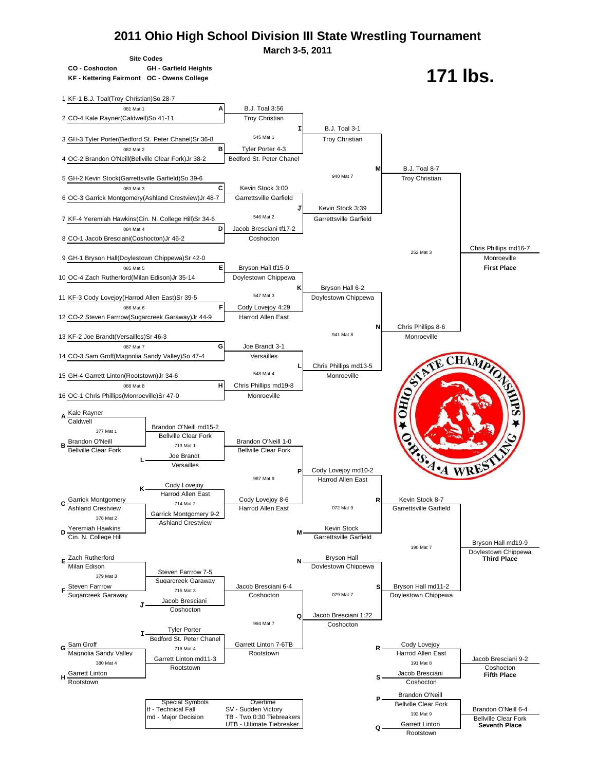# 2011 Ohio High School Division III State Wrestling Tournament

**March 3-5, 2011**

**Site Codes**

- CO - Coshocton
- GH - Garfield Heights
- KF - Kettering Fairmont
- OC - Owens College

## 171 lbs.

### Championship Bracket – First Round

| # | Wrestler | Bout | Winner |
|---|---|---|---|
| 1 | KF-1 B.J. Toal(Troy Christian)So 28-7 | 081 Mat 1 (A) | B.J. Toal 3:56, Troy Christian |
| 2 | CO-4 Kale Rayner(Caldwell)So 41-11 | | |
| 3 | GH-3 Tyler Porter(Bedford St. Peter Chanel)Sr 36-8 | 082 Mat 2 (B) | Tyler Porter 4-3, Bedford St. Peter Chanel |
| 4 | OC-2 Brandon O'Neill(Bellville Clear Fork)Jr 38-2 | | |
| 5 | GH-2 Kevin Stock(Garrettsville Garfield)So 39-6 | 083 Mat 3 (C) | Kevin Stock 3:00, Garrettsville Garfield |
| 6 | OC-3 Garrick Montgomery(Ashland Crestview)Jr 48-7 | | |
| 7 | KF-4 Yeremiah Hawkins(Cin. N. College Hill)Sr 34-6 | 084 Mat 4 (D) | Jacob Bresciani tf17-2, Coshocton |
| 8 | CO-1 Jacob Bresciani(Coshocton)Jr 46-2 | | |
| 9 | GH-1 Bryson Hall(Doylestown Chippewa)Sr 42-0 | 085 Mat 5 (E) | Bryson Hall tf15-0, Doylestown Chippewa |
| 10 | OC-4 Zach Rutherford(Milan Edison)Jr 35-14 | | |
| 11 | KF-3 Cody Lovejoy(Harrod Allen East)Sr 39-5 | 086 Mat 6 (F) | Cody Lovejoy 4:29, Harrod Allen East |
| 12 | CO-2 Steven Farrrow(Sugarcreek Garaway)Jr 44-9 | | |
| 13 | KF-2 Joe Brandt(Versailles)Sr 46-3 | 087 Mat 7 (G) | Joe Brandt 3-1, Versailles |
| 14 | CO-3 Sam Groff(Magnolia Sandy Valley)So 47-4 | | |
| 15 | GH-4 Garrett Linton(Rootstown)Jr 34-6 | 088 Mat 8 (H) | Chris Phillips md19-8, Monroeville |
| 16 | OC-1 Chris Phillips(Monroeville)Sr 47-0 | | |

### Championship Quarterfinals

- 545 Mat 1 (I): B.J. Toal 3-1, Troy Christian
- 546 Mat 2 (J): Kevin Stock 3:39, Garrettsville Garfield
- 547 Mat 3 (K): Bryson Hall 6-2, Doylestown Chippewa
- 548 Mat 4 (L): Chris Phillips md13-5, Monroeville

### Championship Semifinals

- 940 Mat 7 (M): B.J. Toal 8-7, Troy Christian
- 941 Mat 8 (N): Chris Phillips 8-6, Monroeville

### Final

- 252 Mat 3: Chris Phillips md16-7, Monroeville — **First Place**

### Consolation Bracket

**First Round**

- 377 Mat 1: Kale Rayner (Caldwell) (A) vs. Brandon O'Neill (Bellville Clear Fork) (B) — Brandon O'Neill md15-2, Bellville Clear Fork
- 378 Mat 2: Garrick Montgomery (Ashland Crestview) (C) vs. Yeremiah Hawkins (Cin. N. College Hill) (D) — Garrick Montgomery 9-2, Ashland Crestview
- 379 Mat 3: Zach Rutherford (Milan Edison) (E) vs. Steven Farrrow (Sugarcreek Garaway) (F) — Steven Farrrow 7-5, Sugarcreek Garaway
- 380 Mat 4: Sam Groff (Magnolia Sandy Valley) (G) vs. Garrett Linton (Rootstown) (H) — Garrett Linton md11-3, Rootstown

**Second Round**

- 713 Mat 1: Brandon O'Neill vs. Joe Brandt, Versailles (L) — Brandon O'Neill 1-0, Bellville Clear Fork
- 714 Mat 2: Cody Lovejoy, Harrod Allen East (K) vs. Garrick Montgomery — Cody Lovejoy 8-6, Harrod Allen East
- 715 Mat 3: Steven Farrrow vs. Jacob Bresciani, Coshocton (J) — Jacob Bresciani 6-4, Coshocton
- 716 Mat 4: Tyler Porter, Bedford St. Peter Chanel (I) vs. Garrett Linton — Garrett Linton 7-6TB, Rootstown

**Third Round**

- 987 Mat 9 (P): Cody Lovejoy md10-2, Harrod Allen East
- 994 Mat 7 (Q): Jacob Bresciani 1:22, Coshocton

**Consolation Semifinals**

- 072 Mat 9 (R): Cody Lovejoy vs. Kevin Stock, Garrettsville Garfield (M) — Kevin Stock 8-7, Garrettsville Garfield
- 079 Mat 7 (S): Bryson Hall, Doylestown Chippewa (N) vs. Jacob Bresciani — Bryson Hall md11-2, Doylestown Chippewa

**Placement Matches**

- 190 Mat 7: Bryson Hall md19-9, Doylestown Chippewa — **Third Place**
- 191 Mat 8: Cody Lovejoy, Harrod Allen East (R) vs. Jacob Bresciani, Coshocton (S) — Jacob Bresciani 9-2, Coshocton — **Fifth Place**
- 192 Mat 9: Brandon O'Neill, Bellville Clear Fork (P) vs. Garrett Linton, Rootstown (Q) — Brandon O'Neill 6-4, Bellville Clear Fork — **Seventh Place**

| Special Symbols | Overtime |
|---|---|
| tf - Technical Fall | SV - Sudden Victory |
| md - Major Decision | TB - Two 0:30 Tiebreakers |
| | UTB - Ultimate Tiebreaker |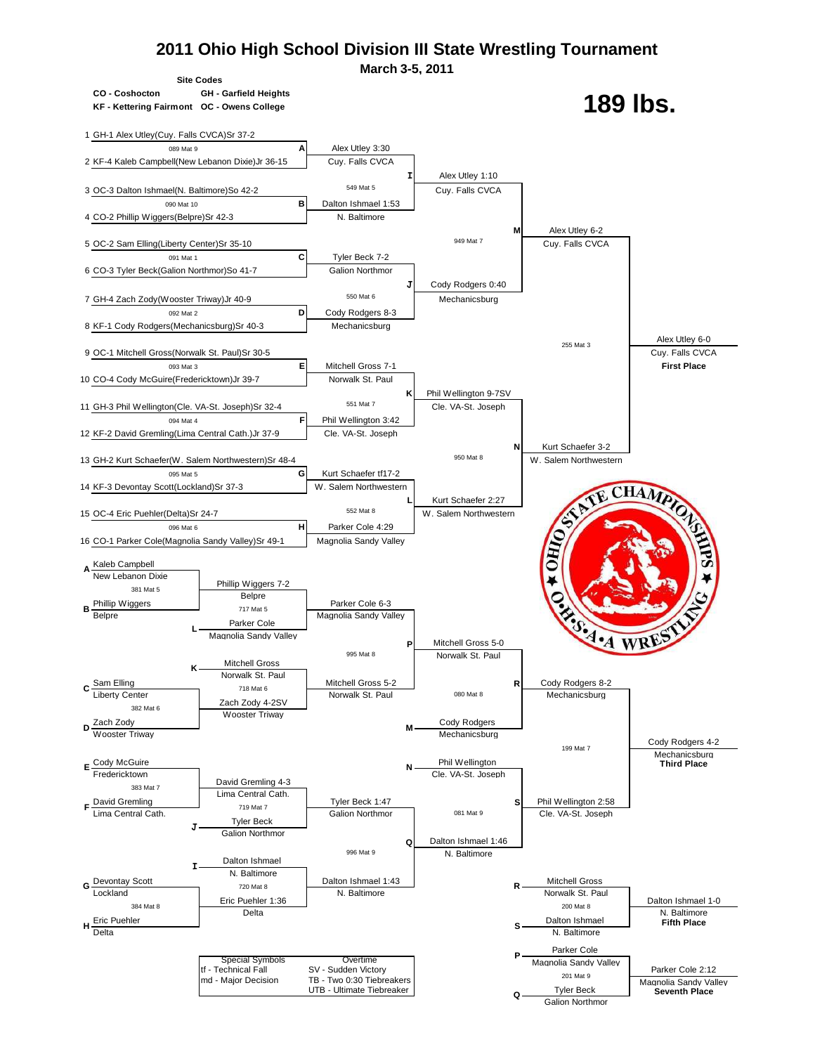# 2011 Ohio High School Division III State Wrestling Tournament

**March 3-5, 2011**

**Site Codes**

**CO - Coshocton** **GH - Garfield Heights**
**KF - Kettering Fairmont** **OC - Owens College**

# 189 lbs.

## Championship Bracket

### First Round

| Bout | Wrestler 1 | Wrestler 2 | Winner |
|---|---|---|---|
| A (089 Mat 9) | 1 GH-1 Alex Utley(Cuy. Falls CVCA)Sr 37-2 | 2 KF-4 Kaleb Campbell(New Lebanon Dixie)Jr 36-15 | Alex Utley 3:30, Cuy. Falls CVCA |
| B (090 Mat 10) | 3 OC-3 Dalton Ishmael(N. Baltimore)So 42-2 | 4 CO-2 Phillip Wiggers(Belpre)Sr 42-3 | Dalton Ishmael 1:53, N. Baltimore |
| C (091 Mat 1) | 5 OC-2 Sam Elling(Liberty Center)Sr 35-10 | 6 CO-3 Tyler Beck(Galion Northmor)So 41-7 | Tyler Beck 7-2, Galion Northmor |
| D (092 Mat 2) | 7 GH-4 Zach Zody(Wooster Triway)Jr 40-9 | 8 KF-1 Cody Rodgers(Mechanicsburg)Sr 40-3 | Cody Rodgers 8-3, Mechanicsburg |
| E (093 Mat 3) | 9 OC-1 Mitchell Gross(Norwalk St. Paul)Sr 30-5 | 10 CO-4 Cody McGuire(Fredericktown)Jr 39-7 | Mitchell Gross 7-1, Norwalk St. Paul |
| F (094 Mat 4) | 11 GH-3 Phil Wellington(Cle. VA-St. Joseph)Sr 32-4 | 12 KF-2 David Gremling(Lima Central Cath.)Jr 37-9 | Phil Wellington 3:42, Cle. VA-St. Joseph |
| G (095 Mat 5) | 13 GH-2 Kurt Schaefer(W. Salem Northwestern)Sr 48-4 | 14 KF-3 Devontay Scott(Lockland)Sr 37-3 | Kurt Schaefer tf17-2, W. Salem Northwestern |
| H (096 Mat 6) | 15 OC-4 Eric Puehler(Delta)Sr 24-7 | 16 CO-1 Parker Cole(Magnolia Sandy Valley)Sr 49-1 | Parker Cole 4:29, Magnolia Sandy Valley |

### Quarterfinals

| Bout | Winner |
|---|---|
| I (549 Mat 5) | Alex Utley 1:10, Cuy. Falls CVCA |
| J (550 Mat 6) | Cody Rodgers 0:40, Mechanicsburg |
| K (551 Mat 7) | Phil Wellington 9-7SV, Cle. VA-St. Joseph |
| L (552 Mat 8) | Kurt Schaefer 2:27, W. Salem Northwestern |

### Semifinals

| Bout | Winner |
|---|---|
| M (949 Mat 7) | Alex Utley 6-2, Cuy. Falls CVCA |
| N (950 Mat 8) | Kurt Schaefer 3-2, W. Salem Northwestern |

### Final (255 Mat 3)

Alex Utley 6-0, Cuy. Falls CVCA — **First Place**

## Consolation Bracket

### Consolation First Round

| Bout | Wrestler 1 | Wrestler 2 | Winner |
|---|---|---|---|
| 381 Mat 5 | A Kaleb Campbell, New Lebanon Dixie | B Phillip Wiggers, Belpre | Phillip Wiggers 7-2, Belpre |
| 382 Mat 6 | C Sam Elling, Liberty Center | D Zach Zody, Wooster Triway | Zach Zody 4-2SV, Wooster Triway |
| 383 Mat 7 | E Cody McGuire, Fredericktown | F David Gremling, Lima Central Cath. | David Gremling 4-3, Lima Central Cath. |
| 384 Mat 8 | G Devontay Scott, Lockland | H Eric Puehler, Delta | Eric Puehler 1:36, Delta |

### Consolation Second Round

| Bout | Wrestler 1 | Wrestler 2 | Winner |
|---|---|---|---|
| 717 Mat 5 | Phillip Wiggers, Belpre | L Parker Cole, Magnolia Sandy Valley | Parker Cole 6-3, Magnolia Sandy Valley |
| 718 Mat 6 | K Mitchell Gross, Norwalk St. Paul | Zach Zody, Wooster Triway | Mitchell Gross 5-2, Norwalk St. Paul |
| 719 Mat 7 | David Gremling, Lima Central Cath. | J Tyler Beck, Galion Northmor | Tyler Beck 1:47, Galion Northmor |
| 720 Mat 8 | I Dalton Ishmael, N. Baltimore | Eric Puehler, Delta | Dalton Ishmael 1:43, N. Baltimore |

### Consolation Quarterfinals

| Bout | Wrestler 1 | Wrestler 2 | Winner |
|---|---|---|---|
| P (995 Mat 8) | Parker Cole, Magnolia Sandy Valley | Mitchell Gross, Norwalk St. Paul | Mitchell Gross 5-0, Norwalk St. Paul |
| Q (996 Mat 9) | Tyler Beck, Galion Northmor | Dalton Ishmael, N. Baltimore | Dalton Ishmael 1:46, N. Baltimore |

### Consolation Semifinals

| Bout | Wrestler 1 | Wrestler 2 | Winner |
|---|---|---|---|
| R (080 Mat 8) | Mitchell Gross, Norwalk St. Paul | M Cody Rodgers, Mechanicsburg | Cody Rodgers 8-2, Mechanicsburg |
| S (081 Mat 9) | N Phil Wellington, Cle. VA-St. Joseph | Dalton Ishmael, N. Baltimore | Phil Wellington 2:58, Cle. VA-St. Joseph |

### Placement Matches

| Bout | Wrestler 1 | Wrestler 2 | Result | Place |
|---|---|---|---|---|
| 199 Mat 7 | Cody Rodgers, Mechanicsburg | Phil Wellington, Cle. VA-St. Joseph | Cody Rodgers 4-2, Mechanicsburg | **Third Place** |
| 200 Mat 8 | R Mitchell Gross, Norwalk St. Paul | S Dalton Ishmael, N. Baltimore | Dalton Ishmael 1-0, N. Baltimore | **Fifth Place** |
| 201 Mat 9 | P Parker Cole, Magnolia Sandy Valley | Q Tyler Beck, Galion Northmor | Parker Cole 2:12, Magnolia Sandy Valley | **Seventh Place** |

| Special Symbols | Overtime |
|---|---|
| tf - Technical Fall | SV - Sudden Victory |
| md - Major Decision | TB - Two 0:30 Tiebreakers |
| | UTB - Ultimate Tiebreaker |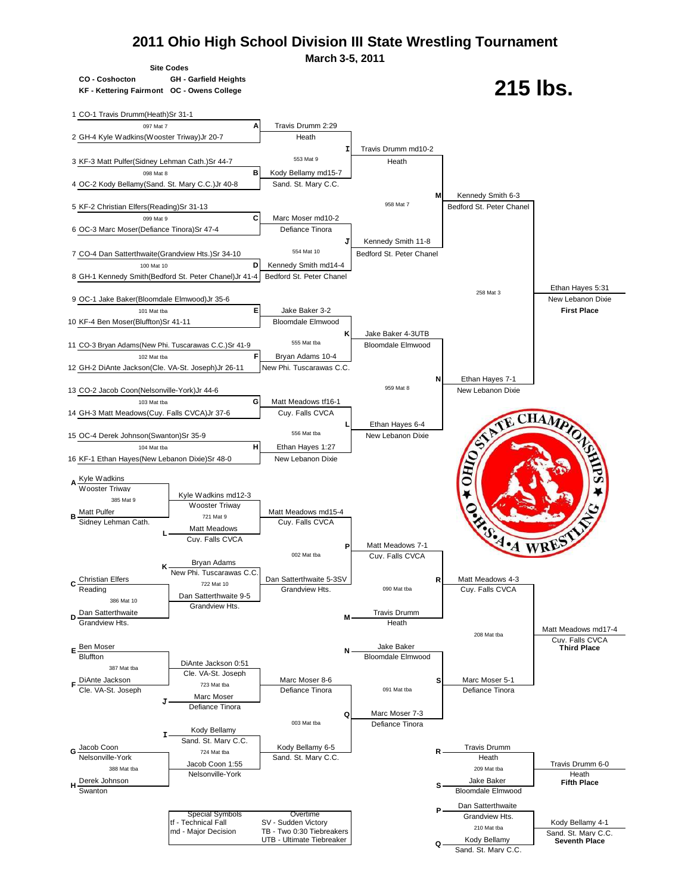# 2011 Ohio High School Division III State Wrestling Tournament

**March 3-5, 2011**

**Site Codes**

**CO - Coshocton** **GH - Garfield Heights**
**KF - Kettering Fairmont** **OC - Owens College**

# 215 lbs.

## Championship Bracket

1 CO-1 Travis Drumm(Heath)Sr 31-1
097 Mat 7 — **A** — Travis Drumm 2:29, Heath
2 GH-4 Kyle Wadkins(Wooster Triway)Jr 20-7

3 KF-3 Matt Pulfer(Sidney Lehman Cath.)Sr 44-7
098 Mat 8 — **B** — Kody Bellamy md15-7, Sand. St. Mary C.C.
4 OC-2 Kody Bellamy(Sand. St. Mary C.C.)Jr 40-8

553 Mat 9 — **I** — Travis Drumm md10-2, Heath

5 KF-2 Christian Elfers(Reading)Sr 31-13
099 Mat 9 — **C** — Marc Moser md10-2, Defiance Tinora
6 OC-3 Marc Moser(Defiance Tinora)Sr 47-4

7 CO-4 Dan Satterthwaite(Grandview Hts.)Sr 34-10
100 Mat 10 — **D** — Kennedy Smith md14-4, Bedford St. Peter Chanel
8 GH-1 Kennedy Smith(Bedford St. Peter Chanel)Jr 41-4

554 Mat 10 — **J** — Kennedy Smith 11-8, Bedford St. Peter Chanel

958 Mat 7 — **M** — Kennedy Smith 6-3, Bedford St. Peter Chanel

9 OC-1 Jake Baker(Bloomdale Elmwood)Jr 35-6
101 Mat tba — **E** — Jake Baker 3-2, Bloomdale Elmwood
10 KF-4 Ben Moser(Bluffton)Sr 41-11

11 CO-3 Bryan Adams(New Phi. Tuscarawas C.C.)Sr 41-9
102 Mat tba — **F** — Bryan Adams 10-4, New Phi. Tuscarawas C.C.
12 GH-2 DiAnte Jackson(Cle. VA-St. Joseph)Jr 26-11

555 Mat tba — **K** — Jake Baker 4-3UTB, Bloomdale Elmwood

13 CO-2 Jacob Coon(Nelsonville-York)Jr 44-6
103 Mat tba — **G** — Matt Meadows tf16-1, Cuy. Falls CVCA
14 GH-3 Matt Meadows(Cuy. Falls CVCA)Jr 37-6

15 OC-4 Derek Johnson(Swanton)Sr 35-9
104 Mat tba — **H** — Ethan Hayes 1:27, New Lebanon Dixie
16 KF-1 Ethan Hayes(New Lebanon Dixie)Sr 48-0

556 Mat tba — **L** — Ethan Hayes 6-4, New Lebanon Dixie

959 Mat 8 — **N** — Ethan Hayes 7-1, New Lebanon Dixie

258 Mat 3 — Ethan Hayes 5:31, New Lebanon Dixie — **First Place**

## Consolation Bracket

**A** Kyle Wadkins, Wooster Triway
385 Mat 9 — Kyle Wadkins md12-3, Wooster Triway
**B** Matt Pulfer, Sidney Lehman Cath.

**L** Matt Meadows, Cuy. Falls CVCA
721 Mat 9 — Matt Meadows md15-4, Cuy. Falls CVCA

**K** Bryan Adams, New Phi. Tuscarawas C.C.
722 Mat 10 — Dan Satterthwaite 5-3SV, Grandview Hts.

**C** Christian Elfers, Reading
386 Mat 10 — Dan Satterthwaite 9-5, Grandview Hts.
**D** Dan Satterthwaite, Grandview Hts.

002 Mat tba — **P** — Matt Meadows 7-1, Cuy. Falls CVCA

**M** Travis Drumm, Heath

090 Mat tba — **R** — Matt Meadows 4-3, Cuy. Falls CVCA

**E** Ben Moser, Bluffton
387 Mat tba — DiAnte Jackson 0:51, Cle. VA-St. Joseph
**F** DiAnte Jackson, Cle. VA-St. Joseph

**J** Marc Moser, Defiance Tinora
723 Mat tba — Marc Moser 8-6, Defiance Tinora

**N** Jake Baker, Bloomdale Elmwood

091 Mat tba — **S** — Marc Moser 5-1, Defiance Tinora

**I** Kody Bellamy, Sand. St. Mary C.C.
724 Mat tba — Kody Bellamy 6-5, Sand. St. Mary C.C.

**G** Jacob Coon, Nelsonville-York
388 Mat tba — Jacob Coon 1:55, Nelsonville-York
**H** Derek Johnson, Swanton

003 Mat tba — **Q** — Marc Moser 7-3, Defiance Tinora

208 Mat tba — Matt Meadows md17-4, Cuy. Falls CVCA — **Third Place**

**R** Travis Drumm, Heath
209 Mat tba — Travis Drumm 6-0, Heath — **Fifth Place**
**S** Jake Baker, Bloomdale Elmwood

**P** Dan Satterthwaite, Grandview Hts.
210 Mat tba — Kody Bellamy 4-1, Sand. St. Mary C.C. — **Seventh Place**
**Q** Kody Bellamy, Sand. St. Mary C.C.

| Special Symbols | Overtime |
|---|---|
| tf - Technical Fall | SV - Sudden Victory |
| md - Major Decision | TB - Two 0:30 Tiebreakers |
| | UTB - Ultimate Tiebreaker |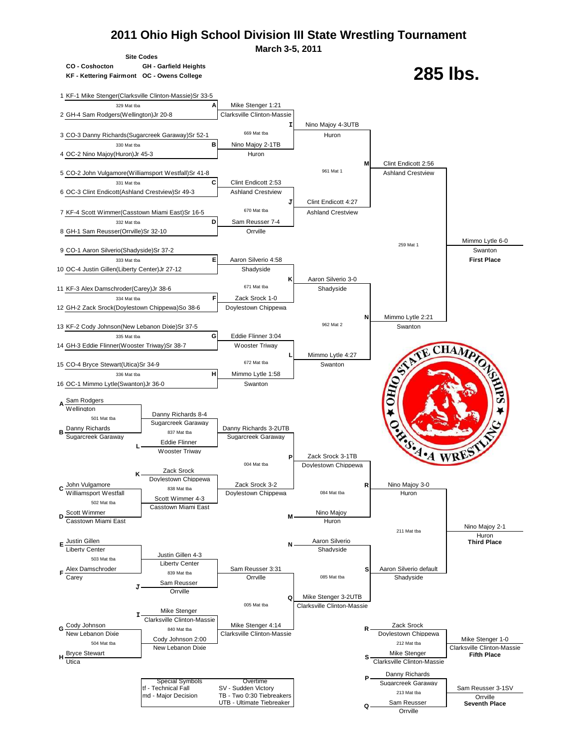# 2011 Ohio High School Division III State Wrestling Tournament

**March 3-5, 2011**

**Site Codes**

CO - Coshocton | GH - Garfield Heights
KF - Kettering Fairmont | OC - Owens College

# 285 lbs.

## Championship Bracket

1 KF-1 Mike Stenger(Clarksville Clinton-Massie)Sr 33-5
329 Mat tba — A
2 GH-4 Sam Rodgers(Wellington)Jr 20-8

3 CO-3 Danny Richards(Sugarcreek Garaway)Sr 52-1
330 Mat tba — B
4 OC-2 Nino Majoy(Huron)Jr 45-3

5 CO-2 John Vulgamore(Williamsport Westfall)Sr 41-8
331 Mat tba — C
6 OC-3 Clint Endicott(Ashland Crestview)Sr 49-3

7 KF-4 Scott Wimmer(Casstown Miami East)Sr 16-5
332 Mat tba — D
8 GH-1 Sam Reusser(Orrville)Sr 32-10

9 CO-1 Aaron Silverio(Shadyside)Sr 37-2
333 Mat tba — E
10 OC-4 Justin Gillen(Liberty Center)Jr 27-12

11 KF-3 Alex Damschroder(Carey)Jr 38-6
334 Mat tba — F
12 GH-2 Zack Srock(Doylestown Chippewa)So 38-6

13 KF-2 Cody Johnson(New Lebanon Dixie)Sr 37-5
335 Mat tba — G
14 GH-3 Eddie Flinner(Wooster Triway)Sr 38-7

15 CO-4 Bryce Stewart(Utica)Sr 34-9
336 Mat tba — H
16 OC-1 Mimmo Lytle(Swanton)Jr 36-0

### Quarterfinals
- A: Mike Stenger 1:21 — Clarksville Clinton-Massie
- B: Nino Majoy 2-1TB — Huron
- C: Clint Endicott 2:53 — Ashland Crestview
- D: Sam Reusser 7-4 — Orrville
- E: Aaron Silverio 4:58 — Shadyside
- F: Zack Srock 1-0 — Doylestown Chippewa
- G: Eddie Flinner 3:04 — Wooster Triway
- H: Mimmo Lytle 1:58 — Swanton

### Semifinals
- I (669 Mat tba): Nino Majoy 4-3UTB — Huron
- J (670 Mat tba): Clint Endicott 4:27 — Ashland Crestview
- K (671 Mat tba): Aaron Silverio 3-0 — Shadyside
- L (672 Mat tba): Mimmo Lytle 4:27 — Swanton

### Finals
- M (961 Mat 1): Clint Endicott 2:56 — Ashland Crestview
- N (962 Mat 2): Mimmo Lytle 2:21 — Swanton

259 Mat 1
Mimmo Lytle 6-0 — Swanton
**First Place**

## Consolation Bracket

A Sam Rodgers — Wellington
501 Mat tba
B Danny Richards — Sugarcreek Garaway
→ Danny Richards 8-4 — Sugarcreek Garaway
837 Mat tba
L Eddie Flinner — Wooster Triway
→ Danny Richards 3-2UTB — Sugarcreek Garaway

K Zack Srock — Doylestown Chippewa
838 Mat tba
C John Vulgamore — Williamsport Westfall
502 Mat tba
D Scott Wimmer — Casstown Miami East
→ Scott Wimmer 4-3 — Casstown Miami East
→ Zack Srock 3-2 — Doylestown Chippewa

P (004 Mat tba): Zack Srock 3-1TB — Doylestown Chippewa
M Nino Majoy — Huron
R (084 Mat tba): Nino Majoy 3-0 — Huron

E Justin Gillen — Liberty Center
503 Mat tba
F Alex Damschroder — Carey
→ Justin Gillen 4-3 — Liberty Center
839 Mat tba
J Sam Reusser — Orrville
→ Sam Reusser 3:31 — Orrville

I Mike Stenger — Clarksville Clinton-Massie
840 Mat tba
G Cody Johnson — New Lebanon Dixie
504 Mat tba
H Bryce Stewart — Utica
→ Cody Johnson 2:00 — New Lebanon Dixie
→ Mike Stenger 4:14 — Clarksville Clinton-Massie

Q (005 Mat tba): Mike Stenger 3-2UTB — Clarksville Clinton-Massie
N Aaron Silverio — Shadyside
S (085 Mat tba): Aaron Silverio default — Shadyside

211 Mat tba
Nino Majoy 2-1 — Huron
**Third Place**

R Zack Srock — Doylestown Chippewa
212 Mat tba
S Mike Stenger — Clarksville Clinton-Massie
Mike Stenger 1-0 — Clarksville Clinton-Massie
**Fifth Place**

P Danny Richards — Sugarcreek Garaway
213 Mat tba
Q Sam Reusser — Orrville
Sam Reusser 3-1SV — Orrville
**Seventh Place**

| Special Symbols | Overtime |
|---|---|
| tf - Technical Fall | SV - Sudden Victory |
| md - Major Decision | TB - Two 0:30 Tiebreakers |
| | UTB - Ultimate Tiebreaker |

OHIO STATE CHAMPIONSHIPS ★ O.H.S.A.A WRESTLING ★